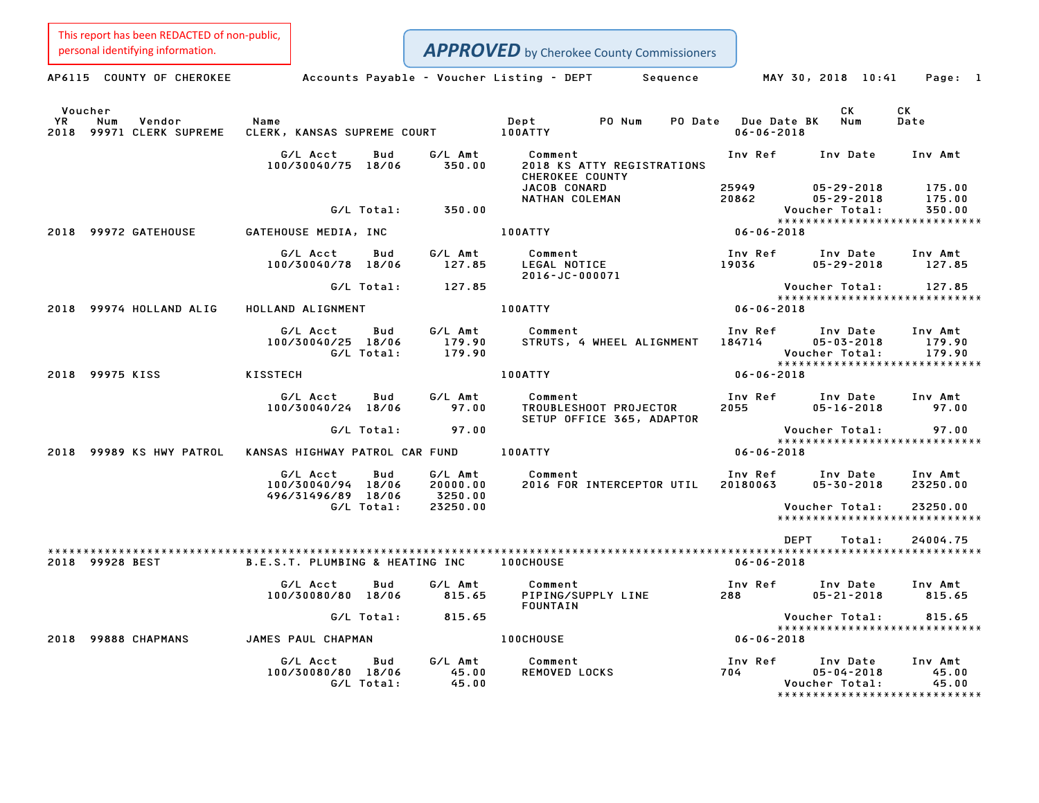This report has been REDACTED of non-public, personal identifying information.

***APPROVED*** by Cherokee County Commissioners

AP6115 COUNTY OF CHEROKEE — Accounts Payable - Voucher Listing - DEPT Sequence — MAY 30, 2018 10:41

| Voucher YR | Num | Vendor | Name | Dept | PO Num | PO Date | Due Date BK | CK Num | CK Date |
|---|---|---|---|---|---|---|---|---|---|
| 2018 | 99971 | CLERK SUPREME | CLERK, KANSAS SUPREME COURT | 100ATTY | | | 06-06-2018 | | |

| G/L Acct | Bud | G/L Amt | Comment | Inv Ref | Inv Date | Inv Amt |
|---|---|---|---|---|---|---|
| 100/30040/75 | 18/06 | 350.00 | 2018 KS ATTY REGISTRATIONS CHEROKEE COUNTY | | | |
| | | | JACOB CONARD | 25949 | 05-29-2018 | 175.00 |
| | | | NATHAN COLEMAN | 20862 | 05-29-2018 | 175.00 |
| G/L Total: | | 350.00 | | | Voucher Total: | 350.00 |

| Voucher YR | Num | Vendor | Name | Dept | Due Date |
|---|---|---|---|---|---|
| 2018 | 99972 | GATEHOUSE | GATEHOUSE MEDIA, INC | 100ATTY | 06-06-2018 |

| G/L Acct | Bud | G/L Amt | Comment | Inv Ref | Inv Date | Inv Amt |
|---|---|---|---|---|---|---|
| 100/30040/78 | 18/06 | 127.85 | LEGAL NOTICE 2016-JC-000071 | 19036 | 05-29-2018 | 127.85 |
| G/L Total: | | 127.85 | | | Voucher Total: | 127.85 |

| Voucher YR | Num | Vendor | Name | Dept | Due Date |
|---|---|---|---|---|---|
| 2018 | 99974 | HOLLAND ALIG | HOLLAND ALIGNMENT | 100ATTY | 06-06-2018 |

| G/L Acct | Bud | G/L Amt | Comment | Inv Ref | Inv Date | Inv Amt |
|---|---|---|---|---|---|---|
| 100/30040/25 | 18/06 | 179.90 | STRUTS, 4 WHEEL ALIGNMENT | 184714 | 05-03-2018 | 179.90 |
| G/L Total: | | 179.90 | | | Voucher Total: | 179.90 |

| Voucher YR | Num | Vendor | Name | Dept | Due Date |
|---|---|---|---|---|---|
| 2018 | 99975 | KISS | KISSTECH | 100ATTY | 06-06-2018 |

| G/L Acct | Bud | G/L Amt | Comment | Inv Ref | Inv Date | Inv Amt |
|---|---|---|---|---|---|---|
| 100/30040/24 | 18/06 | 97.00 | TROUBLESHOOT PROJECTOR SETUP OFFICE 365, ADAPTOR | 2055 | 05-16-2018 | 97.00 |
| G/L Total: | | 97.00 | | | Voucher Total: | 97.00 |

| Voucher YR | Num | Vendor | Name | Dept | Due Date |
|---|---|---|---|---|---|
| 2018 | 99989 | KS HWY PATROL | KANSAS HIGHWAY PATROL CAR FUND | 100ATTY | 06-06-2018 |

| G/L Acct | Bud | G/L Amt | Comment | Inv Ref | Inv Date | Inv Amt |
|---|---|---|---|---|---|---|
| 100/30040/94 | 18/06 | 20000.00 | 2016 FOR INTERCEPTOR UTIL | 20180063 | 05-30-2018 | 23250.00 |
| 496/31496/89 | 18/06 | 3250.00 | | | | |
| G/L Total: | | 23250.00 | | | Voucher Total: | 23250.00 |

DEPT Total: 24004.75

| Voucher YR | Num | Vendor | Name | Dept | Due Date |
|---|---|---|---|---|---|
| 2018 | 99928 | BEST | B.E.S.T. PLUMBING & HEATING INC | 100CHOUSE | 06-06-2018 |

| G/L Acct | Bud | G/L Amt | Comment | Inv Ref | Inv Date | Inv Amt |
|---|---|---|---|---|---|---|
| 100/30080/80 | 18/06 | 815.65 | PIPING/SUPPLY LINE FOUNTAIN | 288 | 05-21-2018 | 815.65 |
| G/L Total: | | 815.65 | | | Voucher Total: | 815.65 |

| Voucher YR | Num | Vendor | Name | Dept | Due Date |
|---|---|---|---|---|---|
| 2018 | 99888 | CHAPMANS | JAMES PAUL CHAPMAN | 100CHOUSE | 06-06-2018 |

| G/L Acct | Bud | G/L Amt | Comment | Inv Ref | Inv Date | Inv Amt |
|---|---|---|---|---|---|---|
| 100/30080/80 | 18/06 | 45.00 | REMOVED LOCKS | 704 | 05-04-2018 | 45.00 |
| G/L Total: | | 45.00 | | | Voucher Total: | 45.00 |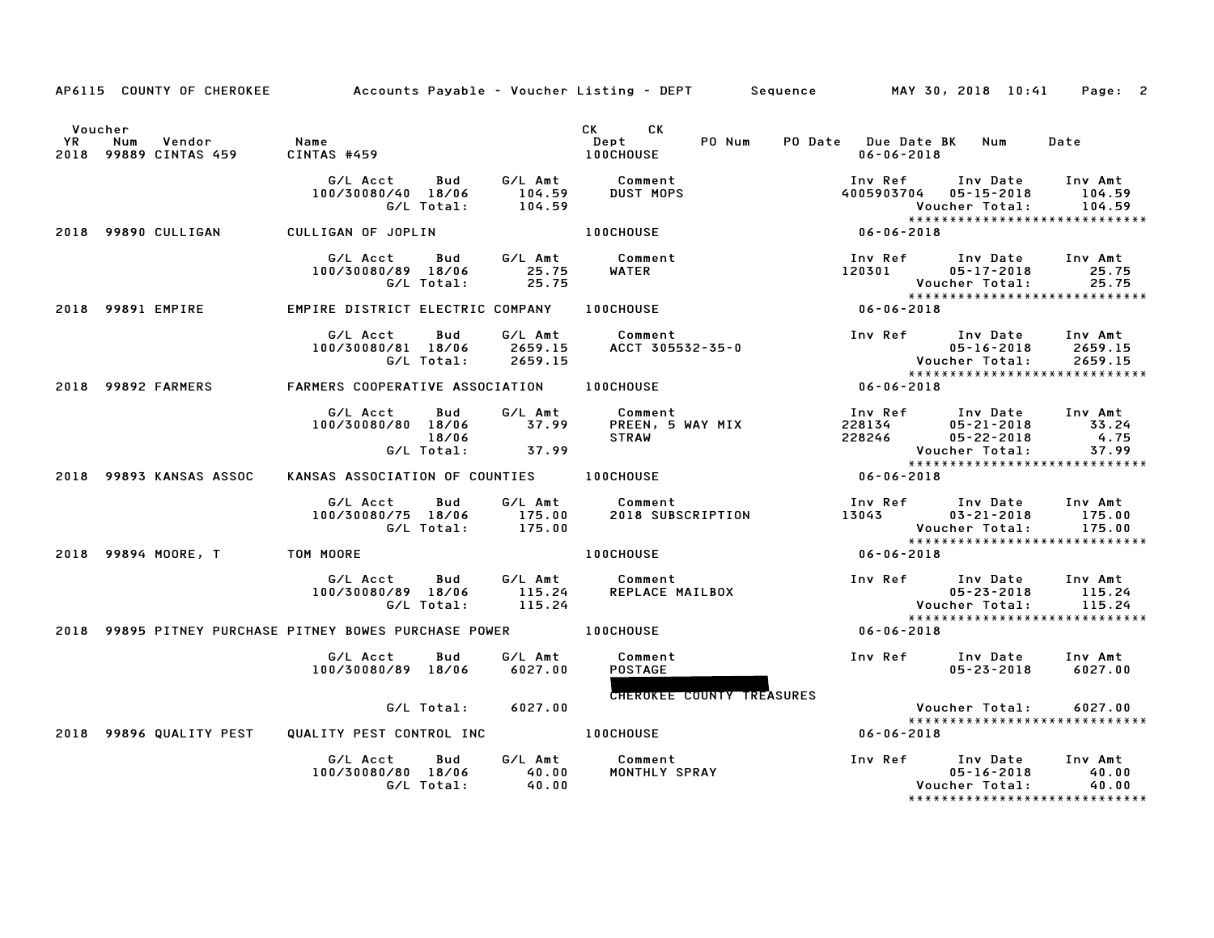AP6115 COUNTY OF CHEROKEE — Accounts Payable - Voucher Listing - DEPT — Sequence — MAY 30, 2018 10:41

| Voucher YR | Num | Vendor | Name | CK Dept | CK | PO Num | PO Date | Due Date | BK | Num | Date |
|---|---|---|---|---|---|---|---|---|---|---|---|
| 2018 | 99889 | CINTAS 459 | CINTAS #459 | 100CHOUSE | | | | 06-06-2018 | | | |

| G/L Acct | Bud | G/L Amt | Comment | Inv Ref | Inv Date | Inv Amt |
|---|---|---|---|---|---|---|
| 100/30080/40 | 18/06 | 104.59 | DUST MOPS | 4005903704 | 05-15-2018 | 104.59 |
| | G/L Total: | 104.59 | | | Voucher Total: | 104.59 |

****************************

| Voucher YR | Num | Vendor | Name | CK Dept | Due Date |
|---|---|---|---|---|---|
| 2018 | 99890 | CULLIGAN | CULLIGAN OF JOPLIN | 100CHOUSE | 06-06-2018 |

| G/L Acct | Bud | G/L Amt | Comment | Inv Ref | Inv Date | Inv Amt |
|---|---|---|---|---|---|---|
| 100/30080/89 | 18/06 | 25.75 | WATER | 120301 | 05-17-2018 | 25.75 |
| | G/L Total: | 25.75 | | | Voucher Total: | 25.75 |

****************************

| Voucher YR | Num | Vendor | Name | CK Dept | Due Date |
|---|---|---|---|---|---|
| 2018 | 99891 | EMPIRE | EMPIRE DISTRICT ELECTRIC COMPANY | 100CHOUSE | 06-06-2018 |

| G/L Acct | Bud | G/L Amt | Comment | Inv Ref | Inv Date | Inv Amt |
|---|---|---|---|---|---|---|
| 100/30080/81 | 18/06 | 2659.15 | ACCT 305532-35-0 | | 05-16-2018 | 2659.15 |
| | G/L Total: | 2659.15 | | | Voucher Total: | 2659.15 |

****************************

| Voucher YR | Num | Vendor | Name | CK Dept | Due Date |
|---|---|---|---|---|---|
| 2018 | 99892 | FARMERS | FARMERS COOPERATIVE ASSOCIATION | 100CHOUSE | 06-06-2018 |

| G/L Acct | Bud | G/L Amt | Comment | Inv Ref | Inv Date | Inv Amt |
|---|---|---|---|---|---|---|
| 100/30080/80 | 18/06 | 37.99 | PREEN, 5 WAY MIX | 228134 | 05-21-2018 | 33.24 |
| | 18/06 | | STRAW | 228246 | 05-22-2018 | 4.75 |
| | G/L Total: | 37.99 | | | Voucher Total: | 37.99 |

****************************

| Voucher YR | Num | Vendor | Name | CK Dept | Due Date |
|---|---|---|---|---|---|
| 2018 | 99893 | KANSAS ASSOC | KANSAS ASSOCIATION OF COUNTIES | 100CHOUSE | 06-06-2018 |

| G/L Acct | Bud | G/L Amt | Comment | Inv Ref | Inv Date | Inv Amt |
|---|---|---|---|---|---|---|
| 100/30080/75 | 18/06 | 175.00 | 2018 SUBSCRIPTION | 13043 | 03-21-2018 | 175.00 |
| | G/L Total: | 175.00 | | | Voucher Total: | 175.00 |

****************************

| Voucher YR | Num | Vendor | Name | CK Dept | Due Date |
|---|---|---|---|---|---|
| 2018 | 99894 | MOORE, T | TOM MOORE | 100CHOUSE | 06-06-2018 |

| G/L Acct | Bud | G/L Amt | Comment | Inv Ref | Inv Date | Inv Amt |
|---|---|---|---|---|---|---|
| 100/30080/89 | 18/06 | 115.24 | REPLACE MAILBOX | | 05-23-2018 | 115.24 |
| | G/L Total: | 115.24 | | | Voucher Total: | 115.24 |

****************************

| Voucher YR | Num | Vendor | Name | CK Dept | Due Date |
|---|---|---|---|---|---|
| 2018 | 99895 | PITNEY PURCHASE | PITNEY BOWES PURCHASE POWER | 100CHOUSE | 06-06-2018 |

| G/L Acct | Bud | G/L Amt | Comment | Inv Ref | Inv Date | Inv Amt |
|---|---|---|---|---|---|---|
| 100/30080/89 | 18/06 | 6027.00 | POSTAGE | | 05-23-2018 | 6027.00 |
| | | | CHEROKEE COUNTY TREASURES | | | |
| | G/L Total: | 6027.00 | | | Voucher Total: | 6027.00 |

****************************

| Voucher YR | Num | Vendor | Name | CK Dept | Due Date |
|---|---|---|---|---|---|
| 2018 | 99896 | QUALITY PEST | QUALITY PEST CONTROL INC | 100CHOUSE | 06-06-2018 |

| G/L Acct | Bud | G/L Amt | Comment | Inv Ref | Inv Date | Inv Amt |
|---|---|---|---|---|---|---|
| 100/30080/80 | 18/06 | 40.00 | MONTHLY SPRAY | | 05-16-2018 | 40.00 |
| | G/L Total: | 40.00 | | | Voucher Total: | 40.00 |

****************************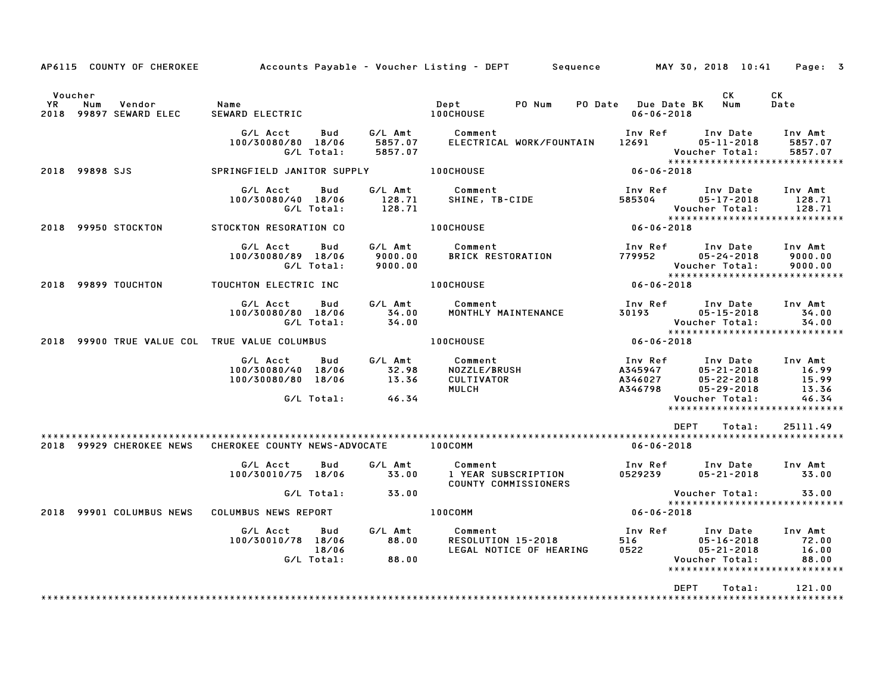AP6115 COUNTY OF CHEROKEE    Accounts Payable - Voucher Listing - DEPT    Sequence    MAY 30, 2018 10:41

| Voucher YR | Num | Vendor | Name | Dept | PO Num | PO Date | Due Date BK | CK Num | CK Date |
|---|---|---|---|---|---|---|---|---|---|
| 2018 | 99897 | SEWARD ELEC | SEWARD ELECTRIC | 100CHOUSE | | | 06-06-2018 | | |

| G/L Acct | Bud | G/L Amt | Comment | Inv Ref | Inv Date | Inv Amt |
|---|---|---|---|---|---|---|
| 100/30080/80 | 18/06 | 5857.07 | ELECTRICAL WORK/FOUNTAIN | 12691 | 05-11-2018 | 5857.07 |
| | G/L Total: | 5857.07 | | | Voucher Total: | 5857.07 |

*****************************

| Voucher YR | Num | Vendor | Name | Dept | Due Date |
|---|---|---|---|---|---|
| 2018 | 99898 | SJS | SPRINGFIELD JANITOR SUPPLY | 100CHOUSE | 06-06-2018 |

| G/L Acct | Bud | G/L Amt | Comment | Inv Ref | Inv Date | Inv Amt |
|---|---|---|---|---|---|---|
| 100/30080/40 | 18/06 | 128.71 | SHINE, TB-CIDE | 585304 | 05-17-2018 | 128.71 |
| | G/L Total: | 128.71 | | | Voucher Total: | 128.71 |

*****************************

| Voucher YR | Num | Vendor | Name | Dept | Due Date |
|---|---|---|---|---|---|
| 2018 | 99950 | STOCKTON | STOCKTON RESORATION CO | 100CHOUSE | 06-06-2018 |

| G/L Acct | Bud | G/L Amt | Comment | Inv Ref | Inv Date | Inv Amt |
|---|---|---|---|---|---|---|
| 100/30080/89 | 18/06 | 9000.00 | BRICK RESTORATION | 779952 | 05-24-2018 | 9000.00 |
| | G/L Total: | 9000.00 | | | Voucher Total: | 9000.00 |

*****************************

| Voucher YR | Num | Vendor | Name | Dept | Due Date |
|---|---|---|---|---|---|
| 2018 | 99899 | TOUCHTON | TOUCHTON ELECTRIC INC | 100CHOUSE | 06-06-2018 |

| G/L Acct | Bud | G/L Amt | Comment | Inv Ref | Inv Date | Inv Amt |
|---|---|---|---|---|---|---|
| 100/30080/80 | 18/06 | 34.00 | MONTHLY MAINTENANCE | 30193 | 05-15-2018 | 34.00 |
| | G/L Total: | 34.00 | | | Voucher Total: | 34.00 |

*****************************

| Voucher YR | Num | Vendor | Name | Dept | Due Date |
|---|---|---|---|---|---|
| 2018 | 99900 | TRUE VALUE COL | TRUE VALUE COLUMBUS | 100CHOUSE | 06-06-2018 |

| G/L Acct | Bud | G/L Amt | Comment | Inv Ref | Inv Date | Inv Amt |
|---|---|---|---|---|---|---|
| 100/30080/40 | 18/06 | 32.98 | NOZZLE/BRUSH | A345947 | 05-21-2018 | 16.99 |
| 100/30080/80 | 18/06 | 13.36 | CULTIVATOR | A346027 | 05-22-2018 | 15.99 |
| | | | MULCH | A346798 | 05-29-2018 | 13.36 |
| | G/L Total: | 46.34 | | | Voucher Total: | 46.34 |

*****************************

DEPT Total: 25111.49

*****************************

| Voucher YR | Num | Vendor | Name | Dept | Due Date |
|---|---|---|---|---|---|
| 2018 | 99929 | CHEROKEE NEWS | CHEROKEE COUNTY NEWS-ADVOCATE | 100COMM | 06-06-2018 |

| G/L Acct | Bud | G/L Amt | Comment | Inv Ref | Inv Date | Inv Amt |
|---|---|---|---|---|---|---|
| 100/30010/75 | 18/06 | 33.00 | 1 YEAR SUBSCRIPTION COUNTY COMMISSIONERS | 0529239 | 05-21-2018 | 33.00 |
| | G/L Total: | 33.00 | | | Voucher Total: | 33.00 |

*****************************

| Voucher YR | Num | Vendor | Name | Dept | Due Date |
|---|---|---|---|---|---|
| 2018 | 99901 | COLUMBUS NEWS | COLUMBUS NEWS REPORT | 100COMM | 06-06-2018 |

| G/L Acct | Bud | G/L Amt | Comment | Inv Ref | Inv Date | Inv Amt |
|---|---|---|---|---|---|---|
| 100/30010/78 | 18/06 | 88.00 | RESOLUTION 15-2018 | 516 | 05-16-2018 | 72.00 |
| | 18/06 | | LEGAL NOTICE OF HEARING | 0522 | 05-21-2018 | 16.00 |
| | G/L Total: | 88.00 | | | Voucher Total: | 88.00 |

*****************************

DEPT Total: 121.00

*****************************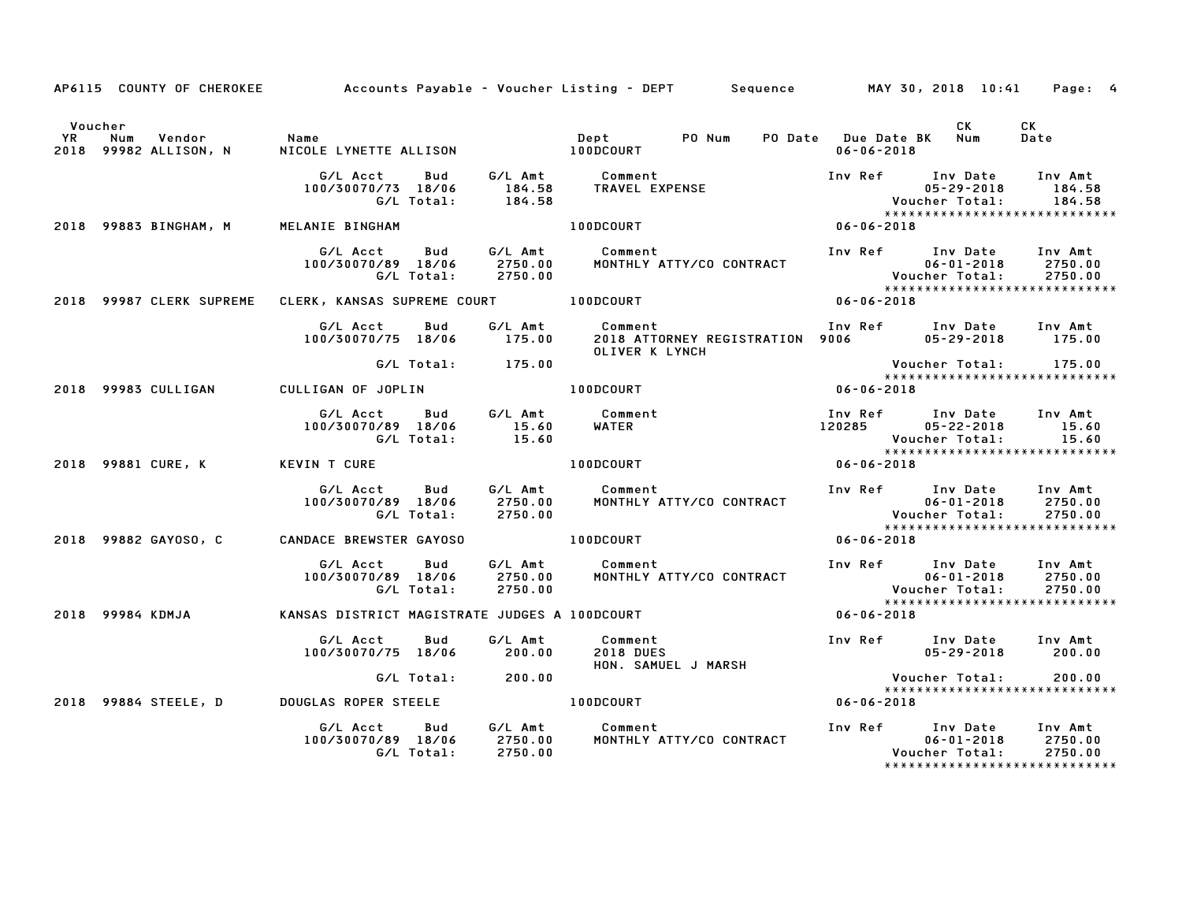AP6115 COUNTY OF CHEROKEE — Accounts Payable - Voucher Listing - DEPT — Sequence — MAY 30, 2018 10:41

| Voucher YR | Num | Vendor | Name | Dept | PO Num | PO Date | Due Date BK | CK Num | CK Date |
|---|---|---|---|---|---|---|---|---|---|
| 2018 | 99982 | ALLISON, N | NICOLE LYNETTE ALLISON | 100DCOURT | | | 06-06-2018 | | |

| G/L Acct | Bud | G/L Amt | Comment | Inv Ref | Inv Date | Inv Amt |
|---|---|---|---|---|---|---|
| 100/30070/73 | 18/06 | 184.58 | TRAVEL EXPENSE | | 05-29-2018 | 184.58 |
| | G/L Total: | 184.58 | | | Voucher Total: | 184.58 |

*****************************

| Voucher YR | Num | Vendor | Name | Dept | Due Date BK |
|---|---|---|---|---|---|
| 2018 | 99883 | BINGHAM, M | MELANIE BINGHAM | 100DCOURT | 06-06-2018 |

| G/L Acct | Bud | G/L Amt | Comment | Inv Ref | Inv Date | Inv Amt |
|---|---|---|---|---|---|---|
| 100/30070/89 | 18/06 | 2750.00 | MONTHLY ATTY/CO CONTRACT | | 06-01-2018 | 2750.00 |
| | G/L Total: | 2750.00 | | | Voucher Total: | 2750.00 |

*****************************

| Voucher YR | Num | Vendor | Name | Dept | Due Date BK |
|---|---|---|---|---|---|
| 2018 | 99987 | CLERK SUPREME | CLERK, KANSAS SUPREME COURT | 100DCOURT | 06-06-2018 |

| G/L Acct | Bud | G/L Amt | Comment | Inv Ref | Inv Date | Inv Amt |
|---|---|---|---|---|---|---|
| 100/30070/75 | 18/06 | 175.00 | 2018 ATTORNEY REGISTRATION OLIVER K LYNCH | 9006 | 05-29-2018 | 175.00 |
| | G/L Total: | 175.00 | | | Voucher Total: | 175.00 |

*****************************

| Voucher YR | Num | Vendor | Name | Dept | Due Date BK |
|---|---|---|---|---|---|
| 2018 | 99983 | CULLIGAN | CULLIGAN OF JOPLIN | 100DCOURT | 06-06-2018 |

| G/L Acct | Bud | G/L Amt | Comment | Inv Ref | Inv Date | Inv Amt |
|---|---|---|---|---|---|---|
| 100/30070/89 | 18/06 | 15.60 | WATER | 120285 | 05-22-2018 | 15.60 |
| | G/L Total: | 15.60 | | | Voucher Total: | 15.60 |

*****************************

| Voucher YR | Num | Vendor | Name | Dept | Due Date BK |
|---|---|---|---|---|---|
| 2018 | 99881 | CURE, K | KEVIN T CURE | 100DCOURT | 06-06-2018 |

| G/L Acct | Bud | G/L Amt | Comment | Inv Ref | Inv Date | Inv Amt |
|---|---|---|---|---|---|---|
| 100/30070/89 | 18/06 | 2750.00 | MONTHLY ATTY/CO CONTRACT | | 06-01-2018 | 2750.00 |
| | G/L Total: | 2750.00 | | | Voucher Total: | 2750.00 |

*****************************

| Voucher YR | Num | Vendor | Name | Dept | Due Date BK |
|---|---|---|---|---|---|
| 2018 | 99882 | GAYOSO, C | CANDACE BREWSTER GAYOSO | 100DCOURT | 06-06-2018 |

| G/L Acct | Bud | G/L Amt | Comment | Inv Ref | Inv Date | Inv Amt |
|---|---|---|---|---|---|---|
| 100/30070/89 | 18/06 | 2750.00 | MONTHLY ATTY/CO CONTRACT | | 06-01-2018 | 2750.00 |
| | G/L Total: | 2750.00 | | | Voucher Total: | 2750.00 |

*****************************

| Voucher YR | Num | Vendor | Name | Dept | Due Date BK |
|---|---|---|---|---|---|
| 2018 | 99984 | KDMJA | KANSAS DISTRICT MAGISTRATE JUDGES A | 100DCOURT | 06-06-2018 |

| G/L Acct | Bud | G/L Amt | Comment | Inv Ref | Inv Date | Inv Amt |
|---|---|---|---|---|---|---|
| 100/30070/75 | 18/06 | 200.00 | 2018 DUES HON. SAMUEL J MARSH | | 05-29-2018 | 200.00 |
| | G/L Total: | 200.00 | | | Voucher Total: | 200.00 |

*****************************

| Voucher YR | Num | Vendor | Name | Dept | Due Date BK |
|---|---|---|---|---|---|
| 2018 | 99884 | STEELE, D | DOUGLAS ROPER STEELE | 100DCOURT | 06-06-2018 |

| G/L Acct | Bud | G/L Amt | Comment | Inv Ref | Inv Date | Inv Amt |
|---|---|---|---|---|---|---|
| 100/30070/89 | 18/06 | 2750.00 | MONTHLY ATTY/CO CONTRACT | | 06-01-2018 | 2750.00 |
| | G/L Total: | 2750.00 | | | Voucher Total: | 2750.00 |

*****************************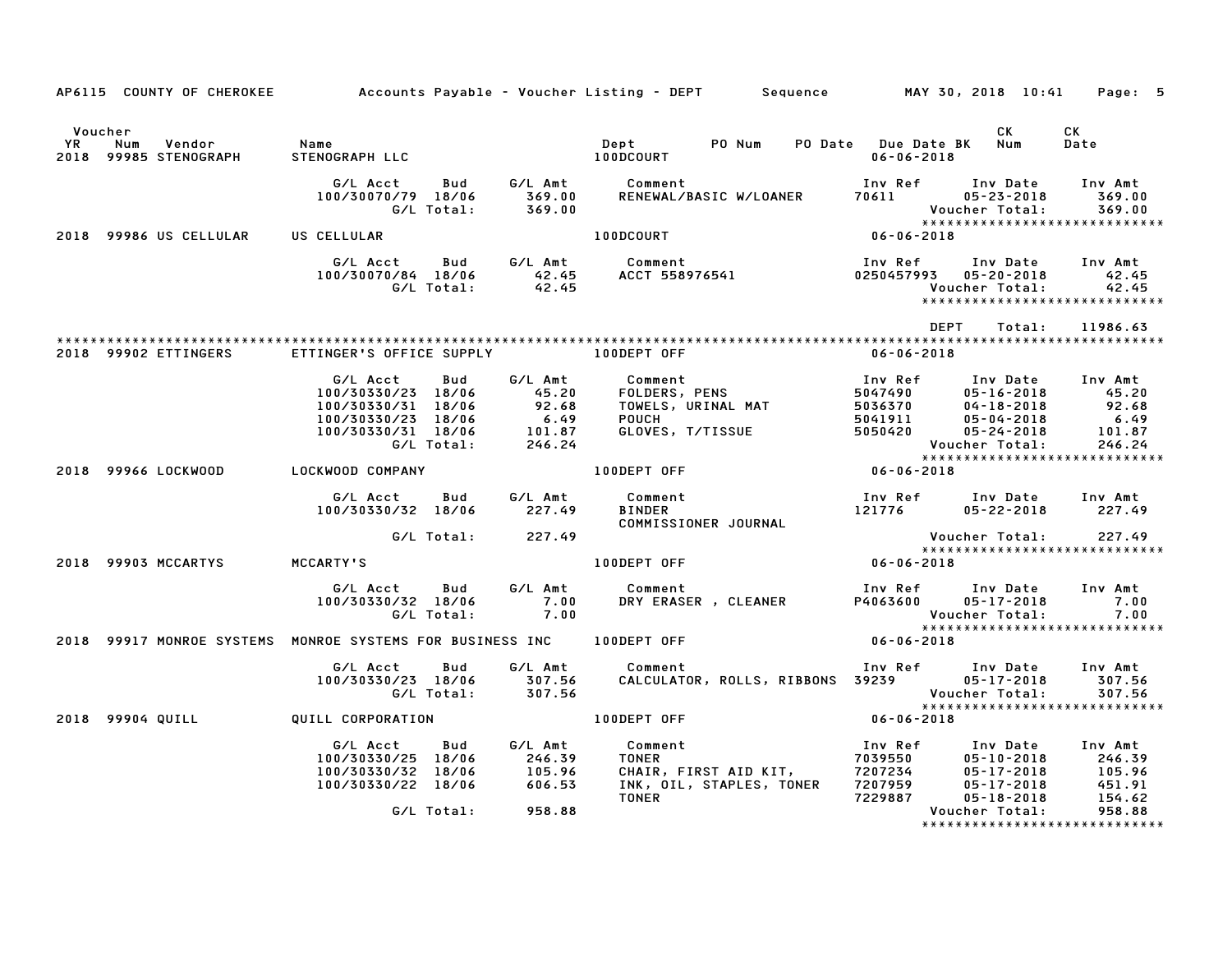AP6115 COUNTY OF CHEROKEE — Accounts Payable - Voucher Listing - DEPT — Sequence — MAY 30, 2018 10:41

| Voucher YR | Num | Vendor | Name | Dept | PO Num | PO Date | Due Date BK | CK Num | CK Date |
|---|---|---|---|---|---|---|---|---|---|
| 2018 | 99985 | STENOGRAPH | STENOGRAPH LLC | 100DCOURT | | | 06-06-2018 | | |

| G/L Acct | Bud | G/L Amt | Comment | Inv Ref | Inv Date | Inv Amt |
|---|---|---|---|---|---|---|
| 100/30070/79 | 18/06 | 369.00 | RENEWAL/BASIC W/LOANER | 70611 | 05-23-2018 | 369.00 |
| | G/L Total: | 369.00 | | | Voucher Total: | 369.00 |

2018 99986 US CELLULAR — US CELLULAR — 100DCOURT — 06-06-2018

| G/L Acct | Bud | G/L Amt | Comment | Inv Ref | Inv Date | Inv Amt |
|---|---|---|---|---|---|---|
| 100/30070/84 | 18/06 | 42.45 | ACCT 558976541 | 0250457993 | 05-20-2018 | 42.45 |
| | G/L Total: | 42.45 | | | Voucher Total: | 42.45 |

DEPT Total: 11986.63

2018 99902 ETTINGERS — ETTINGER'S OFFICE SUPPLY — 100DEPT OFF — 06-06-2018

| G/L Acct | Bud | G/L Amt | Comment | Inv Ref | Inv Date | Inv Amt |
|---|---|---|---|---|---|---|
| 100/30330/23 | 18/06 | 45.20 | FOLDERS, PENS | 5047490 | 05-16-2018 | 45.20 |
| 100/30330/31 | 18/06 | 92.68 | TOWELS, URINAL MAT | 5036370 | 04-18-2018 | 92.68 |
| 100/30330/23 | 18/06 | 6.49 | POUCH | 5041911 | 05-04-2018 | 6.49 |
| 100/30330/31 | 18/06 | 101.87 | GLOVES, T/TISSUE | 5050420 | 05-24-2018 | 101.87 |
| | G/L Total: | 246.24 | | | Voucher Total: | 246.24 |

2018 99966 LOCKWOOD — LOCKWOOD COMPANY — 100DEPT OFF — 06-06-2018

| G/L Acct | Bud | G/L Amt | Comment | Inv Ref | Inv Date | Inv Amt |
|---|---|---|---|---|---|---|
| 100/30330/32 | 18/06 | 227.49 | BINDER COMMISSIONER JOURNAL | 121776 | 05-22-2018 | 227.49 |
| | G/L Total: | 227.49 | | | Voucher Total: | 227.49 |

2018 99903 MCCARTYS — MCCARTY'S — 100DEPT OFF — 06-06-2018

| G/L Acct | Bud | G/L Amt | Comment | Inv Ref | Inv Date | Inv Amt |
|---|---|---|---|---|---|---|
| 100/30330/32 | 18/06 | 7.00 | DRY ERASER , CLEANER | P4063600 | 05-17-2018 | 7.00 |
| | G/L Total: | 7.00 | | | Voucher Total: | 7.00 |

2018 99917 MONROE SYSTEMS — MONROE SYSTEMS FOR BUSINESS INC — 100DEPT OFF — 06-06-2018

| G/L Acct | Bud | G/L Amt | Comment | Inv Ref | Inv Date | Inv Amt |
|---|---|---|---|---|---|---|
| 100/30330/23 | 18/06 | 307.56 | CALCULATOR, ROLLS, RIBBONS | 39239 | 05-17-2018 | 307.56 |
| | G/L Total: | 307.56 | | | Voucher Total: | 307.56 |

2018 99904 QUILL — QUILL CORPORATION — 100DEPT OFF — 06-06-2018

| G/L Acct | Bud | G/L Amt | Comment | Inv Ref | Inv Date | Inv Amt |
|---|---|---|---|---|---|---|
| 100/30330/25 | 18/06 | 246.39 | TONER | 7039550 | 05-10-2018 | 246.39 |
| 100/30330/32 | 18/06 | 105.96 | CHAIR, FIRST AID KIT, | 7207234 | 05-17-2018 | 105.96 |
| 100/30330/22 | 18/06 | 606.53 | INK, OIL, STAPLES, TONER | 7207959 | 05-17-2018 | 451.91 |
| | | | TONER | 7229887 | 05-18-2018 | 154.62 |
| | G/L Total: | 958.88 | | | Voucher Total: | 958.88 |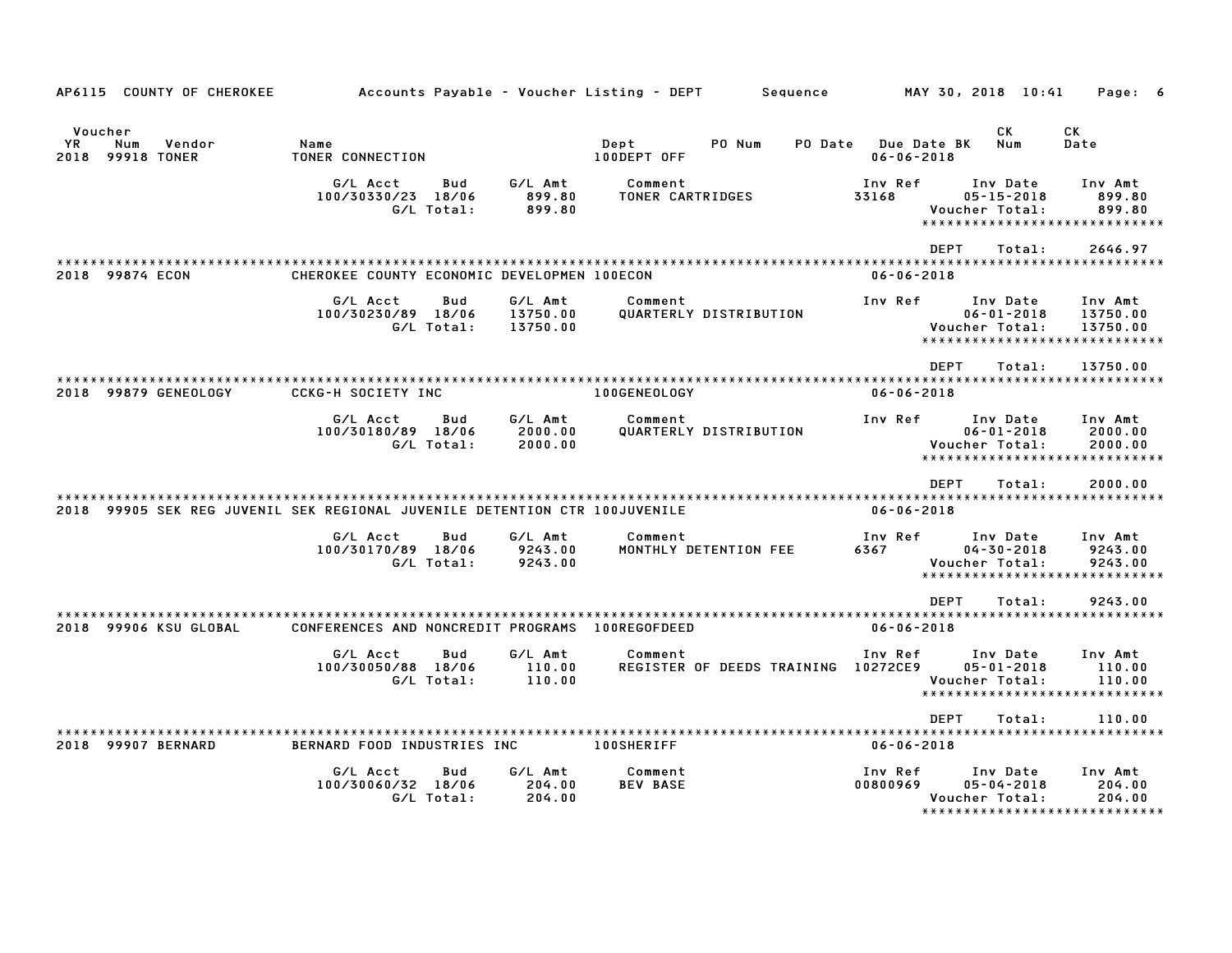AP6115 COUNTY OF CHEROKEE — Accounts Payable - Voucher Listing - DEPT — Sequence — MAY 30, 2018 10:41

| Voucher YR | Num | Vendor | Name | Dept | PO Num | PO Date | Due Date BK | CK Num | CK Date |
|---|---|---|---|---|---|---|---|---|---|
| 2018 | 99918 | TONER | TONER CONNECTION | 100DEPT OFF | | | 06-06-2018 | | |

| G/L Acct | Bud | G/L Amt | Comment | Inv Ref | Inv Date | Inv Amt |
|---|---|---|---|---|---|---|
| 100/30330/23 | 18/06 | 899.80 | TONER CARTRIDGES | 33168 | 05-15-2018 | 899.80 |
| | G/L Total: | 899.80 | | | Voucher Total: | 899.80 |

DEPT Total: 2646.97

| Voucher YR | Num | Vendor | Name | Dept | Due Date BK |
|---|---|---|---|---|---|
| 2018 | 99874 | ECON | CHEROKEE COUNTY ECONOMIC DEVELOPMEN | 100ECON | 06-06-2018 |

| G/L Acct | Bud | G/L Amt | Comment | Inv Ref | Inv Date | Inv Amt |
|---|---|---|---|---|---|---|
| 100/30230/89 | 18/06 | 13750.00 | QUARTERLY DISTRIBUTION | | 06-01-2018 | 13750.00 |
| | G/L Total: | 13750.00 | | | Voucher Total: | 13750.00 |

DEPT Total: 13750.00

| Voucher YR | Num | Vendor | Name | Dept | Due Date BK |
|---|---|---|---|---|---|
| 2018 | 99879 | GENEOLOGY | CCKG-H SOCIETY INC | 100GENEOLOGY | 06-06-2018 |

| G/L Acct | Bud | G/L Amt | Comment | Inv Ref | Inv Date | Inv Amt |
|---|---|---|---|---|---|---|
| 100/30180/89 | 18/06 | 2000.00 | QUARTERLY DISTRIBUTION | | 06-01-2018 | 2000.00 |
| | G/L Total: | 2000.00 | | | Voucher Total: | 2000.00 |

DEPT Total: 2000.00

| Voucher YR | Num | Vendor | Name | Dept | Due Date BK |
|---|---|---|---|---|---|
| 2018 | 99905 | SEK REG JUVENIL | SEK REGIONAL JUVENILE DETENTION CTR | 100JUVENILE | 06-06-2018 |

| G/L Acct | Bud | G/L Amt | Comment | Inv Ref | Inv Date | Inv Amt |
|---|---|---|---|---|---|---|
| 100/30170/89 | 18/06 | 9243.00 | MONTHLY DETENTION FEE | 6367 | 04-30-2018 | 9243.00 |
| | G/L Total: | 9243.00 | | | Voucher Total: | 9243.00 |

DEPT Total: 9243.00

| Voucher YR | Num | Vendor | Name | Dept | Due Date BK |
|---|---|---|---|---|---|
| 2018 | 99906 | KSU GLOBAL | CONFERENCES AND NONCREDIT PROGRAMS | 100REGOFDEED | 06-06-2018 |

| G/L Acct | Bud | G/L Amt | Comment | Inv Ref | Inv Date | Inv Amt |
|---|---|---|---|---|---|---|
| 100/30050/88 | 18/06 | 110.00 | REGISTER OF DEEDS TRAINING | 10272CE9 | 05-01-2018 | 110.00 |
| | G/L Total: | 110.00 | | | Voucher Total: | 110.00 |

DEPT Total: 110.00

| Voucher YR | Num | Vendor | Name | Dept | Due Date BK |
|---|---|---|---|---|---|
| 2018 | 99907 | BERNARD | BERNARD FOOD INDUSTRIES INC | 100SHERIFF | 06-06-2018 |

| G/L Acct | Bud | G/L Amt | Comment | Inv Ref | Inv Date | Inv Amt |
|---|---|---|---|---|---|---|
| 100/30060/32 | 18/06 | 204.00 | BEV BASE | 00800969 | 05-04-2018 | 204.00 |
| | G/L Total: | 204.00 | | | Voucher Total: | 204.00 |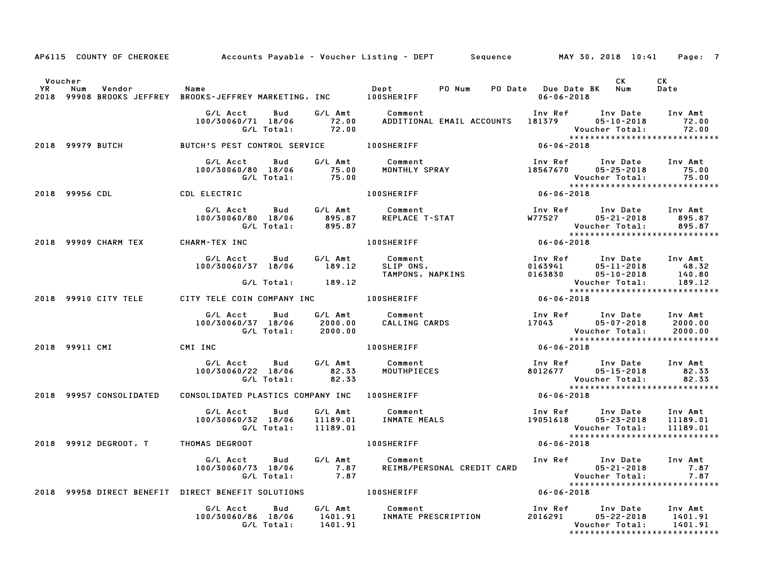AP6115 COUNTY OF CHEROKEE Accounts Payable - Voucher Listing - DEPT Sequence MAY 30, 2018 10:41

| Voucher YR | Num | Vendor | Name | Dept | PO Num | PO Date | Due Date BK | CK Num | CK Date |
|---|---|---|---|---|---|---|---|---|---|
| 2018 | 99908 | BROOKS JEFFREY | BROOKS-JEFFREY MARKETING, INC | 100SHERIFF | | | 06-06-2018 | | |

| G/L Acct | Bud | G/L Amt | Comment | Inv Ref | Inv Date | Inv Amt |
|---|---|---|---|---|---|---|
| 100/30060/71 | 18/06 | 72.00 | ADDITIONAL EMAIL ACCOUNTS | 181379 | 05-10-2018 | 72.00 |
| | G/L Total: | 72.00 | | | Voucher Total: | 72.00 |

****************************

| Voucher YR | Num | Vendor | Name | Dept | PO Num | PO Date | Due Date BK | CK Num | CK Date |
|---|---|---|---|---|---|---|---|---|---|
| 2018 | 99979 | BUTCH | BUTCH'S PEST CONTROL SERVICE | 100SHERIFF | | | 06-06-2018 | | |

| G/L Acct | Bud | G/L Amt | Comment | Inv Ref | Inv Date | Inv Amt |
|---|---|---|---|---|---|---|
| 100/30060/80 | 18/06 | 75.00 | MONTHLY SPRAY | 18567670 | 05-25-2018 | 75.00 |
| | G/L Total: | 75.00 | | | Voucher Total: | 75.00 |

****************************

| Voucher YR | Num | Vendor | Name | Dept | PO Num | PO Date | Due Date BK | CK Num | CK Date |
|---|---|---|---|---|---|---|---|---|---|
| 2018 | 99956 | CDL | CDL ELECTRIC | 100SHERIFF | | | 06-06-2018 | | |

| G/L Acct | Bud | G/L Amt | Comment | Inv Ref | Inv Date | Inv Amt |
|---|---|---|---|---|---|---|
| 100/30060/80 | 18/06 | 895.87 | REPLACE T-STAT | W77527 | 05-21-2018 | 895.87 |
| | G/L Total: | 895.87 | | | Voucher Total: | 895.87 |

****************************

| Voucher YR | Num | Vendor | Name | Dept | PO Num | PO Date | Due Date BK | CK Num | CK Date |
|---|---|---|---|---|---|---|---|---|---|
| 2018 | 99909 | CHARM TEX | CHARM-TEX INC | 100SHERIFF | | | 06-06-2018 | | |

| G/L Acct | Bud | G/L Amt | Comment | Inv Ref | Inv Date | Inv Amt |
|---|---|---|---|---|---|---|
| 100/30060/37 | 18/06 | 189.12 | SLIP ONS, | 0163941 | 05-11-2018 | 48.32 |
| | | | TAMPONS, NAPKINS | 0163830 | 05-10-2018 | 140.80 |
| | G/L Total: | 189.12 | | | Voucher Total: | 189.12 |

****************************

| Voucher YR | Num | Vendor | Name | Dept | PO Num | PO Date | Due Date BK | CK Num | CK Date |
|---|---|---|---|---|---|---|---|---|---|
| 2018 | 99910 | CITY TELE | CITY TELE COIN COMPANY INC | 100SHERIFF | | | 06-06-2018 | | |

| G/L Acct | Bud | G/L Amt | Comment | Inv Ref | Inv Date | Inv Amt |
|---|---|---|---|---|---|---|
| 100/30060/37 | 18/06 | 2000.00 | CALLING CARDS | 17043 | 05-07-2018 | 2000.00 |
| | G/L Total: | 2000.00 | | | Voucher Total: | 2000.00 |

****************************

| Voucher YR | Num | Vendor | Name | Dept | PO Num | PO Date | Due Date BK | CK Num | CK Date |
|---|---|---|---|---|---|---|---|---|---|
| 2018 | 99911 | CMI | CMI INC | 100SHERIFF | | | 06-06-2018 | | |

| G/L Acct | Bud | G/L Amt | Comment | Inv Ref | Inv Date | Inv Amt |
|---|---|---|---|---|---|---|
| 100/30060/22 | 18/06 | 82.33 | MOUTHPIECES | 8012677 | 05-15-2018 | 82.33 |
| | G/L Total: | 82.33 | | | Voucher Total: | 82.33 |

****************************

| Voucher YR | Num | Vendor | Name | Dept | PO Num | PO Date | Due Date BK | CK Num | CK Date |
|---|---|---|---|---|---|---|---|---|---|
| 2018 | 99957 | CONSOLIDATED | CONSOLIDATED PLASTICS COMPANY INC | 100SHERIFF | | | 06-06-2018 | | |

| G/L Acct | Bud | G/L Amt | Comment | Inv Ref | Inv Date | Inv Amt |
|---|---|---|---|---|---|---|
| 100/30060/32 | 18/06 | 11189.01 | INMATE MEALS | 19051618 | 05-23-2018 | 11189.01 |
| | G/L Total: | 11189.01 | | | Voucher Total: | 11189.01 |

****************************

| Voucher YR | Num | Vendor | Name | Dept | PO Num | PO Date | Due Date BK | CK Num | CK Date |
|---|---|---|---|---|---|---|---|---|---|
| 2018 | 99912 | DEGROOT, T | THOMAS DEGROOT | 100SHERIFF | | | 06-06-2018 | | |

| G/L Acct | Bud | G/L Amt | Comment | Inv Ref | Inv Date | Inv Amt |
|---|---|---|---|---|---|---|
| 100/30060/73 | 18/06 | 7.87 | REIMB/PERSONAL CREDIT CARD | | 05-21-2018 | 7.87 |
| | G/L Total: | 7.87 | | | Voucher Total: | 7.87 |

****************************

| Voucher YR | Num | Vendor | Name | Dept | PO Num | PO Date | Due Date BK | CK Num | CK Date |
|---|---|---|---|---|---|---|---|---|---|
| 2018 | 99958 | DIRECT BENEFIT | DIRECT BENEFIT SOLUTIONS | 100SHERIFF | | | 06-06-2018 | | |

| G/L Acct | Bud | G/L Amt | Comment | Inv Ref | Inv Date | Inv Amt |
|---|---|---|---|---|---|---|
| 100/30060/86 | 18/06 | 1401.91 | INMATE PRESCRIPTION | 2016291 | 05-22-2018 | 1401.91 |
| | G/L Total: | 1401.91 | | | Voucher Total: | 1401.91 |

****************************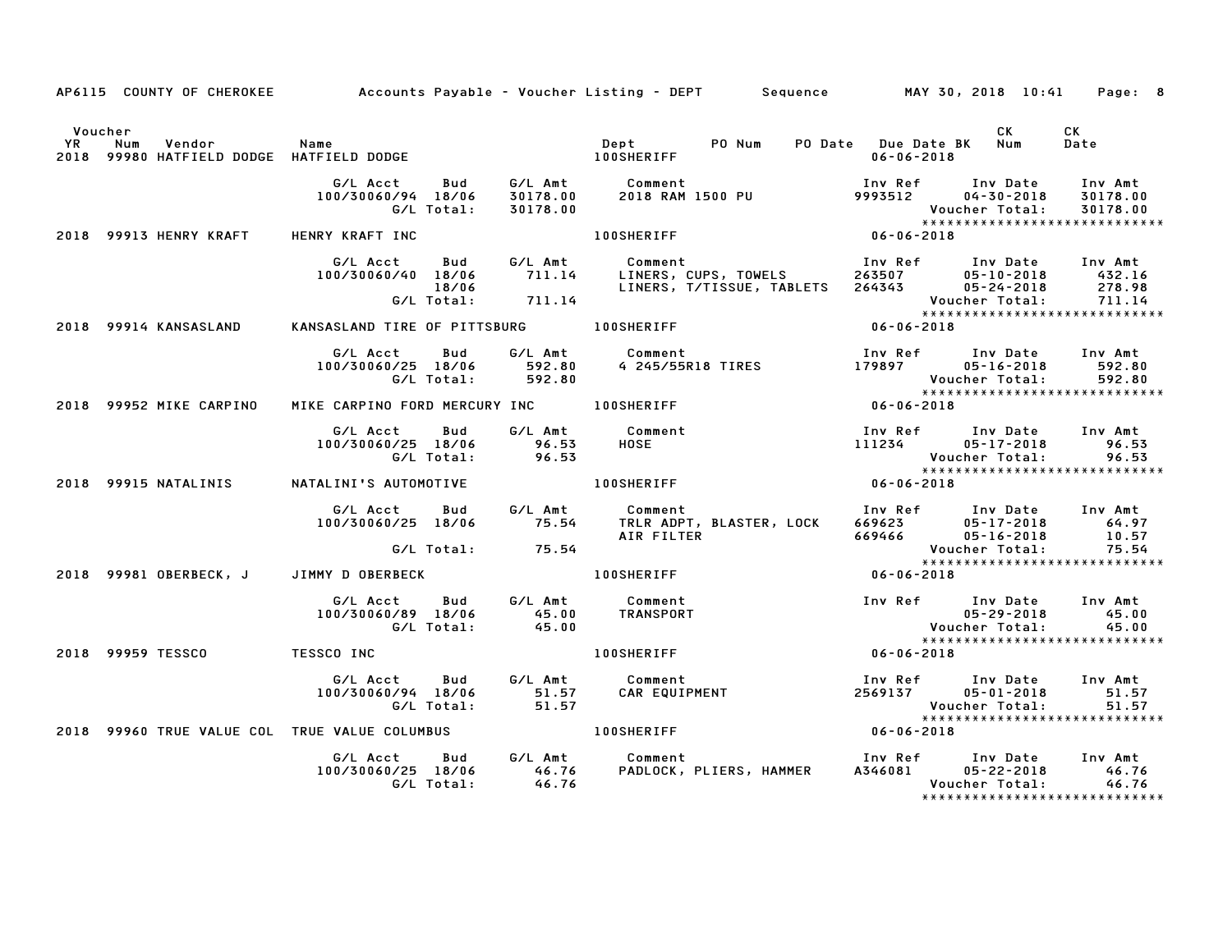AP6115 COUNTY OF CHEROKEE — Accounts Payable - Voucher Listing - DEPT — Sequence — MAY 30, 2018 10:41

| Voucher YR | Num | Vendor | Name | Dept | PO Num | PO Date | Due Date BK | CK Num | CK Date |
|---|---|---|---|---|---|---|---|---|---|
| 2018 | 99980 | HATFIELD DODGE | HATFIELD DODGE | 100SHERIFF | | | 06-06-2018 | | |

| G/L Acct | Bud | G/L Amt | Comment | Inv Ref | Inv Date | Inv Amt |
|---|---|---|---|---|---|---|
| 100/30060/94 | 18/06 | 30178.00 | 2018 RAM 1500 PU | 9993512 | 04-30-2018 | 30178.00 |
| | G/L Total: | 30178.00 | | | Voucher Total: | 30178.00 |

*****************************

| Voucher YR | Num | Vendor | Name | Dept | PO Num | PO Date | Due Date BK | CK Num | CK Date |
|---|---|---|---|---|---|---|---|---|---|
| 2018 | 99913 | HENRY KRAFT | HENRY KRAFT INC | 100SHERIFF | | | 06-06-2018 | | |

| G/L Acct | Bud | G/L Amt | Comment | Inv Ref | Inv Date | Inv Amt |
|---|---|---|---|---|---|---|
| 100/30060/40 | 18/06 | 711.14 | LINERS, CUPS, TOWELS | 263507 | 05-10-2018 | 432.16 |
| | 18/06 | | LINERS, T/TISSUE, TABLETS | 264343 | 05-24-2018 | 278.98 |
| | G/L Total: | 711.14 | | | Voucher Total: | 711.14 |

*****************************

| Voucher YR | Num | Vendor | Name | Dept | PO Num | PO Date | Due Date BK | CK Num | CK Date |
|---|---|---|---|---|---|---|---|---|---|
| 2018 | 99914 | KANSASLAND | KANSASLAND TIRE OF PITTSBURG | 100SHERIFF | | | 06-06-2018 | | |

| G/L Acct | Bud | G/L Amt | Comment | Inv Ref | Inv Date | Inv Amt |
|---|---|---|---|---|---|---|
| 100/30060/25 | 18/06 | 592.80 | 4 245/55R18 TIRES | 179897 | 05-16-2018 | 592.80 |
| | G/L Total: | 592.80 | | | Voucher Total: | 592.80 |

*****************************

| Voucher YR | Num | Vendor | Name | Dept | PO Num | PO Date | Due Date BK | CK Num | CK Date |
|---|---|---|---|---|---|---|---|---|---|
| 2018 | 99952 | MIKE CARPINO | MIKE CARPINO FORD MERCURY INC | 100SHERIFF | | | 06-06-2018 | | |

| G/L Acct | Bud | G/L Amt | Comment | Inv Ref | Inv Date | Inv Amt |
|---|---|---|---|---|---|---|
| 100/30060/25 | 18/06 | 96.53 | HOSE | 111234 | 05-17-2018 | 96.53 |
| | G/L Total: | 96.53 | | | Voucher Total: | 96.53 |

*****************************

| Voucher YR | Num | Vendor | Name | Dept | PO Num | PO Date | Due Date BK | CK Num | CK Date |
|---|---|---|---|---|---|---|---|---|---|
| 2018 | 99915 | NATALINIS | NATALINI'S AUTOMOTIVE | 100SHERIFF | | | 06-06-2018 | | |

| G/L Acct | Bud | G/L Amt | Comment | Inv Ref | Inv Date | Inv Amt |
|---|---|---|---|---|---|---|
| 100/30060/25 | 18/06 | 75.54 | TRLR ADPT, BLASTER, LOCK | 669623 | 05-17-2018 | 64.97 |
| | | | AIR FILTER | 669466 | 05-16-2018 | 10.57 |
| | G/L Total: | 75.54 | | | Voucher Total: | 75.54 |

*****************************

| Voucher YR | Num | Vendor | Name | Dept | PO Num | PO Date | Due Date BK | CK Num | CK Date |
|---|---|---|---|---|---|---|---|---|---|
| 2018 | 99981 | OBERBECK, J | JIMMY D OBERBECK | 100SHERIFF | | | 06-06-2018 | | |

| G/L Acct | Bud | G/L Amt | Comment | Inv Ref | Inv Date | Inv Amt |
|---|---|---|---|---|---|---|
| 100/30060/89 | 18/06 | 45.00 | TRANSPORT | | 05-29-2018 | 45.00 |
| | G/L Total: | 45.00 | | | Voucher Total: | 45.00 |

*****************************

| Voucher YR | Num | Vendor | Name | Dept | PO Num | PO Date | Due Date BK | CK Num | CK Date |
|---|---|---|---|---|---|---|---|---|---|
| 2018 | 99959 | TESSCO | TESSCO INC | 100SHERIFF | | | 06-06-2018 | | |

| G/L Acct | Bud | G/L Amt | Comment | Inv Ref | Inv Date | Inv Amt |
|---|---|---|---|---|---|---|
| 100/30060/94 | 18/06 | 51.57 | CAR EQUIPMENT | 2569137 | 05-01-2018 | 51.57 |
| | G/L Total: | 51.57 | | | Voucher Total: | 51.57 |

*****************************

| Voucher YR | Num | Vendor | Name | Dept | PO Num | PO Date | Due Date BK | CK Num | CK Date |
|---|---|---|---|---|---|---|---|---|---|
| 2018 | 99960 | TRUE VALUE COL | TRUE VALUE COLUMBUS | 100SHERIFF | | | 06-06-2018 | | |

| G/L Acct | Bud | G/L Amt | Comment | Inv Ref | Inv Date | Inv Amt |
|---|---|---|---|---|---|---|
| 100/30060/25 | 18/06 | 46.76 | PADLOCK, PLIERS, HAMMER | A346081 | 05-22-2018 | 46.76 |
| | G/L Total: | 46.76 | | | Voucher Total: | 46.76 |

*****************************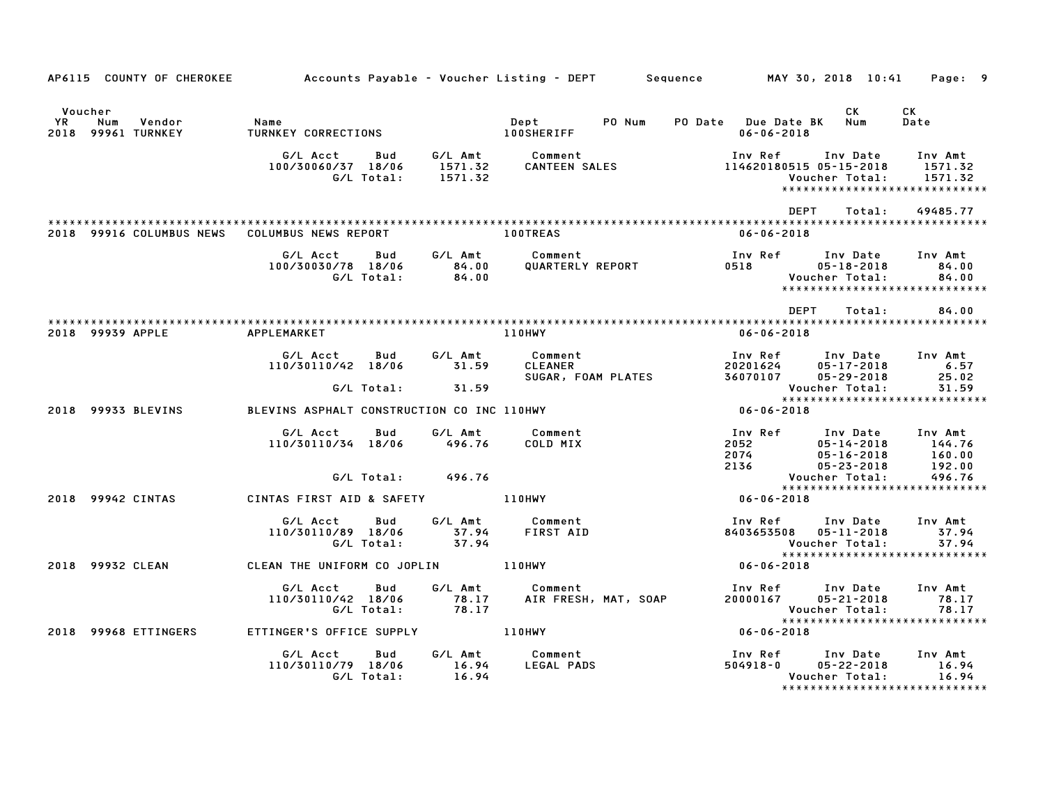AP6115 COUNTY OF CHEROKEE — Accounts Payable - Voucher Listing - DEPT — Sequence — MAY 30, 2018 10:41

| Voucher YR | Num | Vendor | Name | Dept | PO Num | PO Date | Due Date BK | CK Num | CK Date |
|---|---|---|---|---|---|---|---|---|---|
| 2018 | 99961 | TURNKEY | TURNKEY CORRECTIONS | 100SHERIFF | | | 06-06-2018 | | |

| G/L Acct | Bud | G/L Amt | Comment | Inv Ref | Inv Date | Inv Amt |
|---|---|---|---|---|---|---|
| 100/30060/37 | 18/06 | 1571.32 | CANTEEN SALES | 114620180515 | 05-15-2018 | 1571.32 |
| | G/L Total: | 1571.32 | | | Voucher Total: | 1571.32 |

DEPT Total: 49485.77

| Voucher YR | Num | Vendor | Name | Dept | PO Num | PO Date | Due Date BK | CK Num | CK Date |
|---|---|---|---|---|---|---|---|---|---|
| 2018 | 99916 | COLUMBUS NEWS | COLUMBUS NEWS REPORT | 100TREAS | | | 06-06-2018 | | |

| G/L Acct | Bud | G/L Amt | Comment | Inv Ref | Inv Date | Inv Amt |
|---|---|---|---|---|---|---|
| 100/30030/78 | 18/06 | 84.00 | QUARTERLY REPORT | 0518 | 05-18-2018 | 84.00 |
| | G/L Total: | 84.00 | | | Voucher Total: | 84.00 |

DEPT Total: 84.00

| Voucher YR | Num | Vendor | Name | Dept | PO Num | PO Date | Due Date BK | CK Num | CK Date |
|---|---|---|---|---|---|---|---|---|---|
| 2018 | 99939 | APPLE | APPLEMARKET | 110HWY | | | 06-06-2018 | | |

| G/L Acct | Bud | G/L Amt | Comment | Inv Ref | Inv Date | Inv Amt |
|---|---|---|---|---|---|---|
| 110/30110/42 | 18/06 | 31.59 | CLEANER | 20201624 | 05-17-2018 | 6.57 |
| | | | SUGAR, FOAM PLATES | 36070107 | 05-29-2018 | 25.02 |
| | G/L Total: | 31.59 | | | Voucher Total: | 31.59 |

| Voucher YR | Num | Vendor | Name | Dept | PO Num | PO Date | Due Date BK | CK Num | CK Date |
|---|---|---|---|---|---|---|---|---|---|
| 2018 | 99933 | BLEVINS | BLEVINS ASPHALT CONSTRUCTION CO INC | 110HWY | | | 06-06-2018 | | |

| G/L Acct | Bud | G/L Amt | Comment | Inv Ref | Inv Date | Inv Amt |
|---|---|---|---|---|---|---|
| 110/30110/34 | 18/06 | 496.76 | COLD MIX | 2052 | 05-14-2018 | 144.76 |
| | | | | 2074 | 05-16-2018 | 160.00 |
| | | | | 2136 | 05-23-2018 | 192.00 |
| | G/L Total: | 496.76 | | | Voucher Total: | 496.76 |

| Voucher YR | Num | Vendor | Name | Dept | PO Num | PO Date | Due Date BK | CK Num | CK Date |
|---|---|---|---|---|---|---|---|---|---|
| 2018 | 99942 | CINTAS | CINTAS FIRST AID & SAFETY | 110HWY | | | 06-06-2018 | | |

| G/L Acct | Bud | G/L Amt | Comment | Inv Ref | Inv Date | Inv Amt |
|---|---|---|---|---|---|---|
| 110/30110/89 | 18/06 | 37.94 | FIRST AID | 8403653508 | 05-11-2018 | 37.94 |
| | G/L Total: | 37.94 | | | Voucher Total: | 37.94 |

| Voucher YR | Num | Vendor | Name | Dept | PO Num | PO Date | Due Date BK | CK Num | CK Date |
|---|---|---|---|---|---|---|---|---|---|
| 2018 | 99932 | CLEAN | CLEAN THE UNIFORM CO JOPLIN | 110HWY | | | 06-06-2018 | | |

| G/L Acct | Bud | G/L Amt | Comment | Inv Ref | Inv Date | Inv Amt |
|---|---|---|---|---|---|---|
| 110/30110/42 | 18/06 | 78.17 | AIR FRESH, MAT, SOAP | 20000167 | 05-21-2018 | 78.17 |
| | G/L Total: | 78.17 | | | Voucher Total: | 78.17 |

| Voucher YR | Num | Vendor | Name | Dept | PO Num | PO Date | Due Date BK | CK Num | CK Date |
|---|---|---|---|---|---|---|---|---|---|
| 2018 | 99968 | ETTINGERS | ETTINGER'S OFFICE SUPPLY | 110HWY | | | 06-06-2018 | | |

| G/L Acct | Bud | G/L Amt | Comment | Inv Ref | Inv Date | Inv Amt |
|---|---|---|---|---|---|---|
| 110/30110/79 | 18/06 | 16.94 | LEGAL PADS | 504918-0 | 05-22-2018 | 16.94 |
| | G/L Total: | 16.94 | | | Voucher Total: | 16.94 |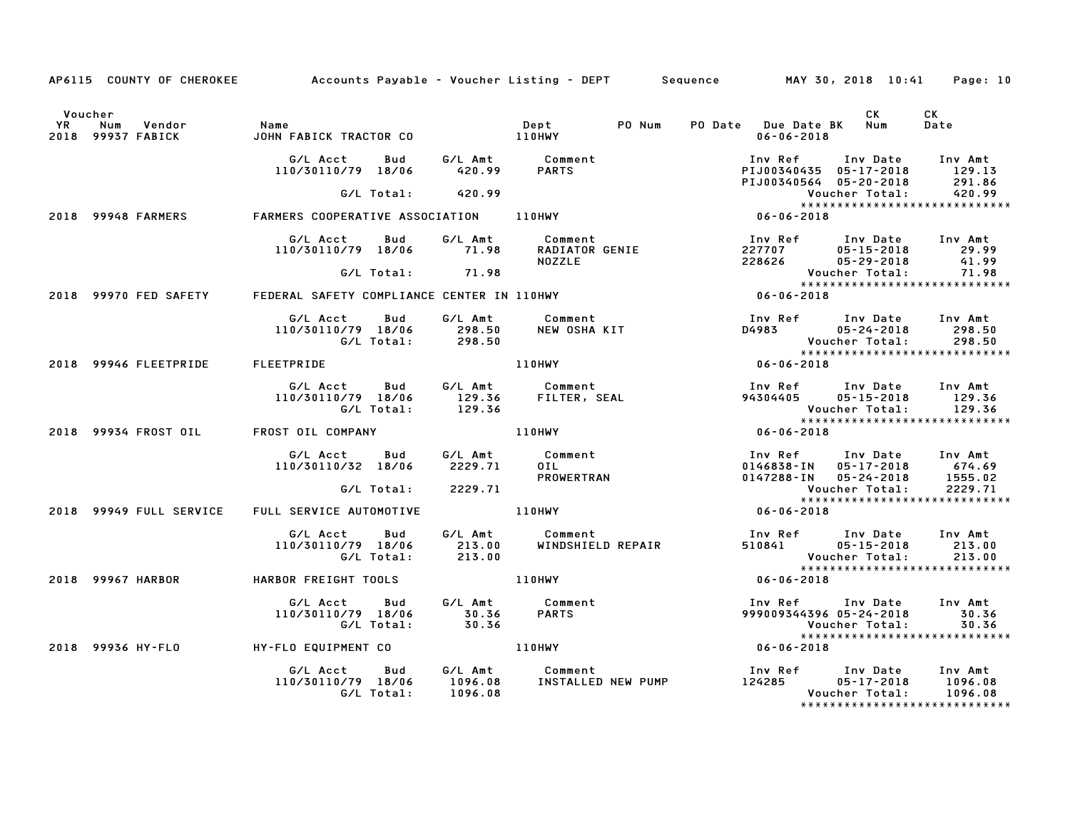AP6115 COUNTY OF CHEROKEE     Accounts Payable - Voucher Listing - DEPT     Sequence     MAY 30, 2018 10:41

| Voucher YR | Num | Vendor | Name | Dept | PO Num | PO Date | Due Date BK | CK Num | CK Date |
|---|---|---|---|---|---|---|---|---|---|
| 2018 | 99937 | FABICK | JOHN FABICK TRACTOR CO | 110HWY | | | 06-06-2018 | | |

| G/L Acct | Bud | G/L Amt | Comment | Inv Ref | Inv Date | Inv Amt |
|---|---|---|---|---|---|---|
| 110/30110/79 | 18/06 | 420.99 | PARTS | PIJ00340435 | 05-17-2018 | 129.13 |
| | | | | PIJ00340564 | 05-20-2018 | 291.86 |
| | G/L Total: | 420.99 | | | Voucher Total: | 420.99 |

| Voucher YR | Num | Vendor | Name | Dept | Due Date BK |
|---|---|---|---|---|---|
| 2018 | 99948 | FARMERS | FARMERS COOPERATIVE ASSOCIATION | 110HWY | 06-06-2018 |

| G/L Acct | Bud | G/L Amt | Comment | Inv Ref | Inv Date | Inv Amt |
|---|---|---|---|---|---|---|
| 110/30110/79 | 18/06 | 71.98 | RADIATOR GENIE | 227707 | 05-15-2018 | 29.99 |
| | | | NOZZLE | 228626 | 05-29-2018 | 41.99 |
| | G/L Total: | 71.98 | | | Voucher Total: | 71.98 |

| Voucher YR | Num | Vendor | Name | Dept | Due Date BK |
|---|---|---|---|---|---|
| 2018 | 99970 | FED SAFETY | FEDERAL SAFETY COMPLIANCE CENTER IN | 110HWY | 06-06-2018 |

| G/L Acct | Bud | G/L Amt | Comment | Inv Ref | Inv Date | Inv Amt |
|---|---|---|---|---|---|---|
| 110/30110/79 | 18/06 | 298.50 | NEW OSHA KIT | D4983 | 05-24-2018 | 298.50 |
| | G/L Total: | 298.50 | | | Voucher Total: | 298.50 |

| Voucher YR | Num | Vendor | Name | Dept | Due Date BK |
|---|---|---|---|---|---|
| 2018 | 99946 | FLEETPRIDE | FLEETPRIDE | 110HWY | 06-06-2018 |

| G/L Acct | Bud | G/L Amt | Comment | Inv Ref | Inv Date | Inv Amt |
|---|---|---|---|---|---|---|
| 110/30110/79 | 18/06 | 129.36 | FILTER, SEAL | 94304405 | 05-15-2018 | 129.36 |
| | G/L Total: | 129.36 | | | Voucher Total: | 129.36 |

| Voucher YR | Num | Vendor | Name | Dept | Due Date BK |
|---|---|---|---|---|---|
| 2018 | 99934 | FROST OIL | FROST OIL COMPANY | 110HWY | 06-06-2018 |

| G/L Acct | Bud | G/L Amt | Comment | Inv Ref | Inv Date | Inv Amt |
|---|---|---|---|---|---|---|
| 110/30110/32 | 18/06 | 2229.71 | OIL | 0146838-IN | 05-17-2018 | 674.69 |
| | | | PROWERTRAN | 0147288-IN | 05-24-2018 | 1555.02 |
| | G/L Total: | 2229.71 | | | Voucher Total: | 2229.71 |

| Voucher YR | Num | Vendor | Name | Dept | Due Date BK |
|---|---|---|---|---|---|
| 2018 | 99949 | FULL SERVICE | FULL SERVICE AUTOMOTIVE | 110HWY | 06-06-2018 |

| G/L Acct | Bud | G/L Amt | Comment | Inv Ref | Inv Date | Inv Amt |
|---|---|---|---|---|---|---|
| 110/30110/79 | 18/06 | 213.00 | WINDSHIELD REPAIR | 510841 | 05-15-2018 | 213.00 |
| | G/L Total: | 213.00 | | | Voucher Total: | 213.00 |

| Voucher YR | Num | Vendor | Name | Dept | Due Date BK |
|---|---|---|---|---|---|
| 2018 | 99967 | HARBOR | HARBOR FREIGHT TOOLS | 110HWY | 06-06-2018 |

| G/L Acct | Bud | G/L Amt | Comment | Inv Ref | Inv Date | Inv Amt |
|---|---|---|---|---|---|---|
| 110/30110/79 | 18/06 | 30.36 | PARTS | 999009344396 | 05-24-2018 | 30.36 |
| | G/L Total: | 30.36 | | | Voucher Total: | 30.36 |

| Voucher YR | Num | Vendor | Name | Dept | Due Date BK |
|---|---|---|---|---|---|
| 2018 | 99936 | HY-FLO | HY-FLO EQUIPMENT CO | 110HWY | 06-06-2018 |

| G/L Acct | Bud | G/L Amt | Comment | Inv Ref | Inv Date | Inv Amt |
|---|---|---|---|---|---|---|
| 110/30110/79 | 18/06 | 1096.08 | INSTALLED NEW PUMP | 124285 | 05-17-2018 | 1096.08 |
| | G/L Total: | 1096.08 | | | Voucher Total: | 1096.08 |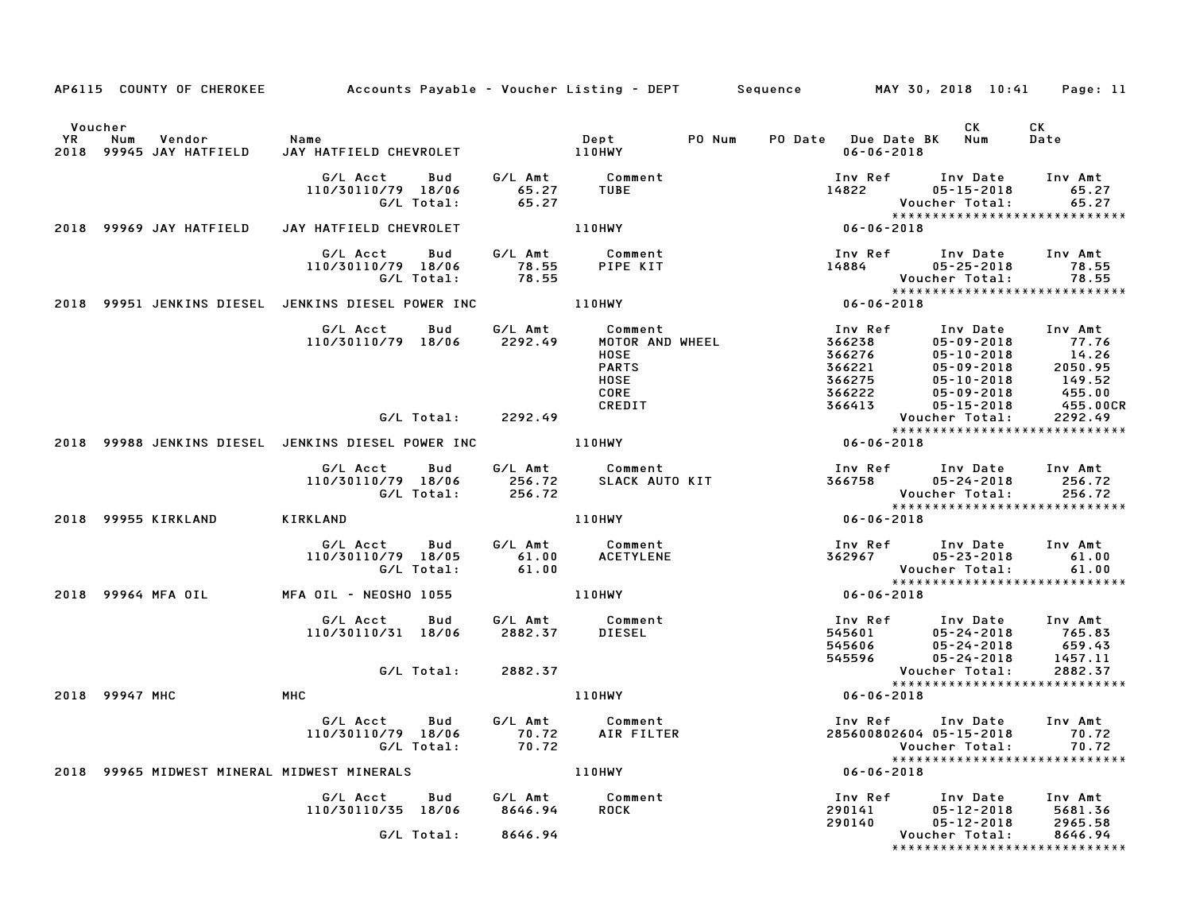AP6115 COUNTY OF CHEROKEE — Accounts Payable - Voucher Listing - DEPT — Sequence — MAY 30, 2018 10:41

| Voucher YR | Num | Vendor | Name | Dept | PO Num | PO Date | Due Date BK | CK Num | CK Date |
|---|---|---|---|---|---|---|---|---|---|
| 2018 | 99945 | JAY HATFIELD | JAY HATFIELD CHEVROLET | 110HWY | | | 06-06-2018 | | |

| G/L Acct | Bud | G/L Amt | Comment | Inv Ref | Inv Date | Inv Amt |
|---|---|---|---|---|---|---|
| 110/30110/79 | 18/06 | 65.27 | TUBE | 14822 | 05-15-2018 | 65.27 |
| | G/L Total: | 65.27 | | | Voucher Total: | 65.27 |

| Voucher YR | Num | Vendor | Name | Dept | PO Num | PO Date | Due Date BK | CK Num | CK Date |
|---|---|---|---|---|---|---|---|---|---|
| 2018 | 99969 | JAY HATFIELD | JAY HATFIELD CHEVROLET | 110HWY | | | 06-06-2018 | | |

| G/L Acct | Bud | G/L Amt | Comment | Inv Ref | Inv Date | Inv Amt |
|---|---|---|---|---|---|---|
| 110/30110/79 | 18/06 | 78.55 | PIPE KIT | 14884 | 05-25-2018 | 78.55 |
| | G/L Total: | 78.55 | | | Voucher Total: | 78.55 |

| Voucher YR | Num | Vendor | Name | Dept | PO Num | PO Date | Due Date BK | CK Num | CK Date |
|---|---|---|---|---|---|---|---|---|---|
| 2018 | 99951 | JENKINS DIESEL | JENKINS DIESEL POWER INC | 110HWY | | | 06-06-2018 | | |

| G/L Acct | Bud | G/L Amt | Comment | Inv Ref | Inv Date | Inv Amt |
|---|---|---|---|---|---|---|
| 110/30110/79 | 18/06 | 2292.49 | MOTOR AND WHEEL | 366238 | 05-09-2018 | 77.76 |
| | | | HOSE | 366276 | 05-10-2018 | 14.26 |
| | | | PARTS | 366221 | 05-09-2018 | 2050.95 |
| | | | HOSE | 366275 | 05-10-2018 | 149.52 |
| | | | CORE | 366222 | 05-09-2018 | 455.00 |
| | | | CREDIT | 366413 | 05-15-2018 | 455.00CR |
| | G/L Total: | 2292.49 | | | Voucher Total: | 2292.49 |

| Voucher YR | Num | Vendor | Name | Dept | PO Num | PO Date | Due Date BK | CK Num | CK Date |
|---|---|---|---|---|---|---|---|---|---|
| 2018 | 99988 | JENKINS DIESEL | JENKINS DIESEL POWER INC | 110HWY | | | 06-06-2018 | | |

| G/L Acct | Bud | G/L Amt | Comment | Inv Ref | Inv Date | Inv Amt |
|---|---|---|---|---|---|---|
| 110/30110/79 | 18/06 | 256.72 | SLACK AUTO KIT | 366758 | 05-24-2018 | 256.72 |
| | G/L Total: | 256.72 | | | Voucher Total: | 256.72 |

| Voucher YR | Num | Vendor | Name | Dept | PO Num | PO Date | Due Date BK | CK Num | CK Date |
|---|---|---|---|---|---|---|---|---|---|
| 2018 | 99955 | KIRKLAND | KIRKLAND | 110HWY | | | 06-06-2018 | | |

| G/L Acct | Bud | G/L Amt | Comment | Inv Ref | Inv Date | Inv Amt |
|---|---|---|---|---|---|---|
| 110/30110/79 | 18/05 | 61.00 | ACETYLENE | 362967 | 05-23-2018 | 61.00 |
| | G/L Total: | 61.00 | | | Voucher Total: | 61.00 |

| Voucher YR | Num | Vendor | Name | Dept | PO Num | PO Date | Due Date BK | CK Num | CK Date |
|---|---|---|---|---|---|---|---|---|---|
| 2018 | 99964 | MFA OIL | MFA OIL - NEOSHO 1055 | 110HWY | | | 06-06-2018 | | |

| G/L Acct | Bud | G/L Amt | Comment | Inv Ref | Inv Date | Inv Amt |
|---|---|---|---|---|---|---|
| 110/30110/31 | 18/06 | 2882.37 | DIESEL | 545601 | 05-24-2018 | 765.83 |
| | | | | 545606 | 05-24-2018 | 659.43 |
| | | | | 545596 | 05-24-2018 | 1457.11 |
| | G/L Total: | 2882.37 | | | Voucher Total: | 2882.37 |

| Voucher YR | Num | Vendor | Name | Dept | PO Num | PO Date | Due Date BK | CK Num | CK Date |
|---|---|---|---|---|---|---|---|---|---|
| 2018 | 99947 | MHC | MHC | 110HWY | | | 06-06-2018 | | |

| G/L Acct | Bud | G/L Amt | Comment | Inv Ref | Inv Date | Inv Amt |
|---|---|---|---|---|---|---|
| 110/30110/79 | 18/06 | 70.72 | AIR FILTER | 285600802604 | 05-15-2018 | 70.72 |
| | G/L Total: | 70.72 | | | Voucher Total: | 70.72 |

| Voucher YR | Num | Vendor | Name | Dept | PO Num | PO Date | Due Date BK | CK Num | CK Date |
|---|---|---|---|---|---|---|---|---|---|
| 2018 | 99965 | MIDWEST MINERAL | MIDWEST MINERALS | 110HWY | | | 06-06-2018 | | |

| G/L Acct | Bud | G/L Amt | Comment | Inv Ref | Inv Date | Inv Amt |
|---|---|---|---|---|---|---|
| 110/30110/35 | 18/06 | 8646.94 | ROCK | 290141 | 05-12-2018 | 5681.36 |
| | | | | 290140 | 05-12-2018 | 2965.58 |
| | G/L Total: | 8646.94 | | | Voucher Total: | 8646.94 |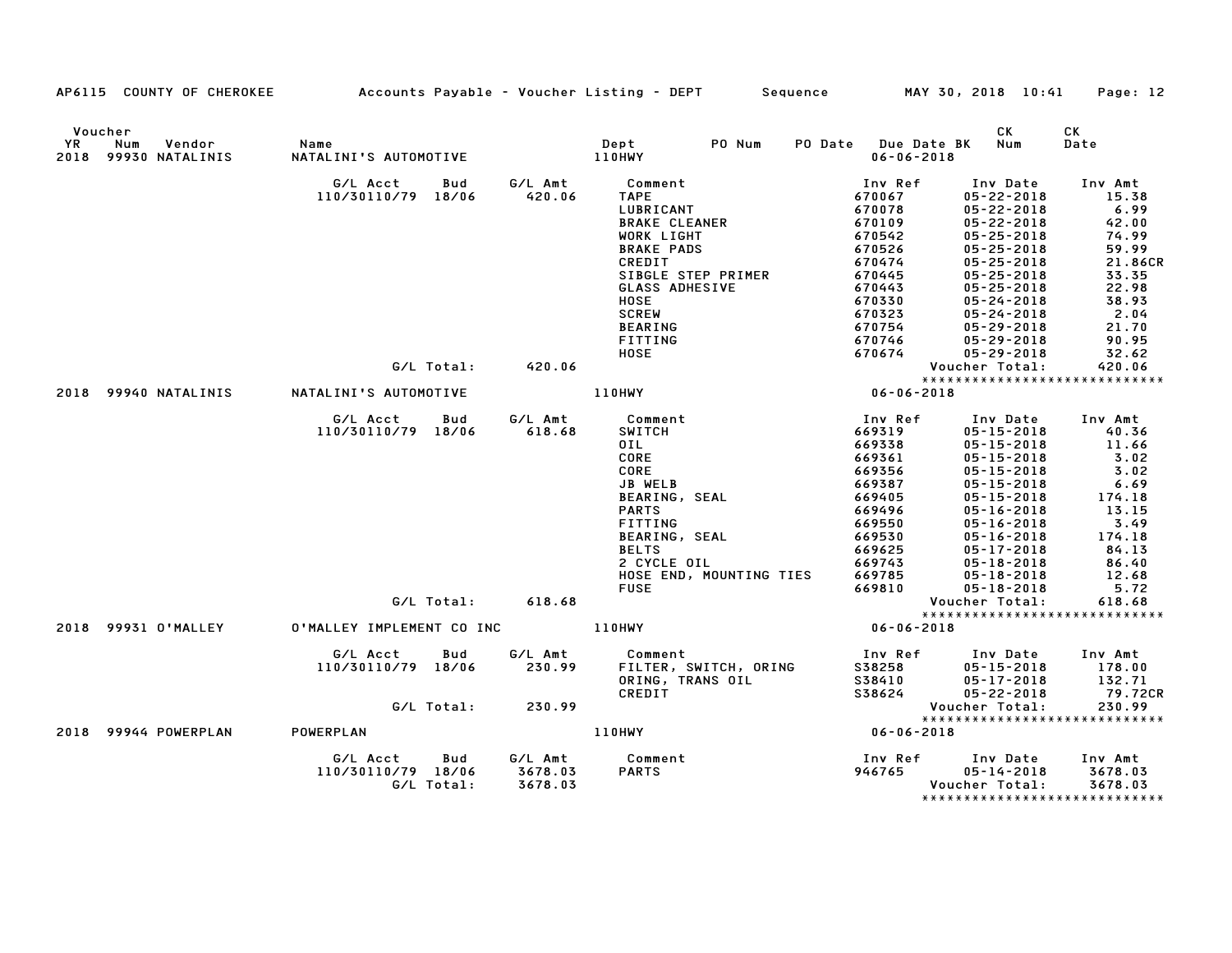AP6115 COUNTY OF CHEROKEE — Accounts Payable - Voucher Listing - DEPT — Sequence — MAY 30, 2018 10:41

| Voucher YR | Num | Vendor | Name | Dept | PO Num | PO Date | Due Date BK | CK Num | CK Date |
|---|---|---|---|---|---|---|---|---|---|
| 2018 | 99930 | NATALINIS | NATALINI'S AUTOMOTIVE | 110HWY | | | 06-06-2018 | | |

| G/L Acct | Bud | G/L Amt | Comment | Inv Ref | Inv Date | Inv Amt |
|---|---|---|---|---|---|---|
| 110/30110/79 | 18/06 | 420.06 | TAPE | 670067 | 05-22-2018 | 15.38 |
| | | | LUBRICANT | 670078 | 05-22-2018 | 6.99 |
| | | | BRAKE CLEANER | 670109 | 05-22-2018 | 42.00 |
| | | | WORK LIGHT | 670542 | 05-25-2018 | 74.99 |
| | | | BRAKE PADS | 670526 | 05-25-2018 | 59.99 |
| | | | CREDIT | 670474 | 05-25-2018 | 21.86CR |
| | | | SIBGLE STEP PRIMER | 670445 | 05-25-2018 | 33.35 |
| | | | GLASS ADHESIVE | 670443 | 05-25-2018 | 22.98 |
| | | | HOSE | 670330 | 05-24-2018 | 38.93 |
| | | | SCREW | 670323 | 05-24-2018 | 2.04 |
| | | | BEARING | 670754 | 05-29-2018 | 21.70 |
| | | | FITTING | 670746 | 05-29-2018 | 90.95 |
| | | | HOSE | 670674 | 05-29-2018 | 32.62 |
| | G/L Total: | 420.06 | | | Voucher Total: | 420.06 |

******************************

| Voucher YR | Num | Vendor | Name | Dept | PO Num | PO Date | Due Date BK | CK Num | CK Date |
|---|---|---|---|---|---|---|---|---|---|
| 2018 | 99940 | NATALINIS | NATALINI'S AUTOMOTIVE | 110HWY | | | 06-06-2018 | | |

| G/L Acct | Bud | G/L Amt | Comment | Inv Ref | Inv Date | Inv Amt |
|---|---|---|---|---|---|---|
| 110/30110/79 | 18/06 | 618.68 | SWITCH | 669319 | 05-15-2018 | 40.36 |
| | | | OIL | 669338 | 05-15-2018 | 11.66 |
| | | | CORE | 669361 | 05-15-2018 | 3.02 |
| | | | CORE | 669356 | 05-15-2018 | 3.02 |
| | | | JB WELB | 669387 | 05-15-2018 | 6.69 |
| | | | BEARING, SEAL | 669405 | 05-15-2018 | 174.18 |
| | | | PARTS | 669496 | 05-16-2018 | 13.15 |
| | | | FITTING | 669550 | 05-16-2018 | 3.49 |
| | | | BEARING, SEAL | 669530 | 05-16-2018 | 174.18 |
| | | | BELTS | 669625 | 05-17-2018 | 84.13 |
| | | | 2 CYCLE OIL | 669743 | 05-18-2018 | 86.40 |
| | | | HOSE END, MOUNTING TIES | 669785 | 05-18-2018 | 12.68 |
| | | | FUSE | 669810 | 05-18-2018 | 5.72 |
| | G/L Total: | 618.68 | | | Voucher Total: | 618.68 |

******************************

| Voucher YR | Num | Vendor | Name | Dept | PO Num | PO Date | Due Date BK | CK Num | CK Date |
|---|---|---|---|---|---|---|---|---|---|
| 2018 | 99931 | O'MALLEY | O'MALLEY IMPLEMENT CO INC | 110HWY | | | 06-06-2018 | | |

| G/L Acct | Bud | G/L Amt | Comment | Inv Ref | Inv Date | Inv Amt |
|---|---|---|---|---|---|---|
| 110/30110/79 | 18/06 | 230.99 | FILTER, SWITCH, ORING | S38258 | 05-15-2018 | 178.00 |
| | | | ORING, TRANS OIL | S38410 | 05-17-2018 | 132.71 |
| | | | CREDIT | S38624 | 05-22-2018 | 79.72CR |
| | G/L Total: | 230.99 | | | Voucher Total: | 230.99 |

******************************

| Voucher YR | Num | Vendor | Name | Dept | PO Num | PO Date | Due Date BK | CK Num | CK Date |
|---|---|---|---|---|---|---|---|---|---|
| 2018 | 99944 | POWERPLAN | POWERPLAN | 110HWY | | | 06-06-2018 | | |

| G/L Acct | Bud | G/L Amt | Comment | Inv Ref | Inv Date | Inv Amt |
|---|---|---|---|---|---|---|
| 110/30110/79 | 18/06 | 3678.03 | PARTS | 946765 | 05-14-2018 | 3678.03 |
| | G/L Total: | 3678.03 | | | Voucher Total: | 3678.03 |

******************************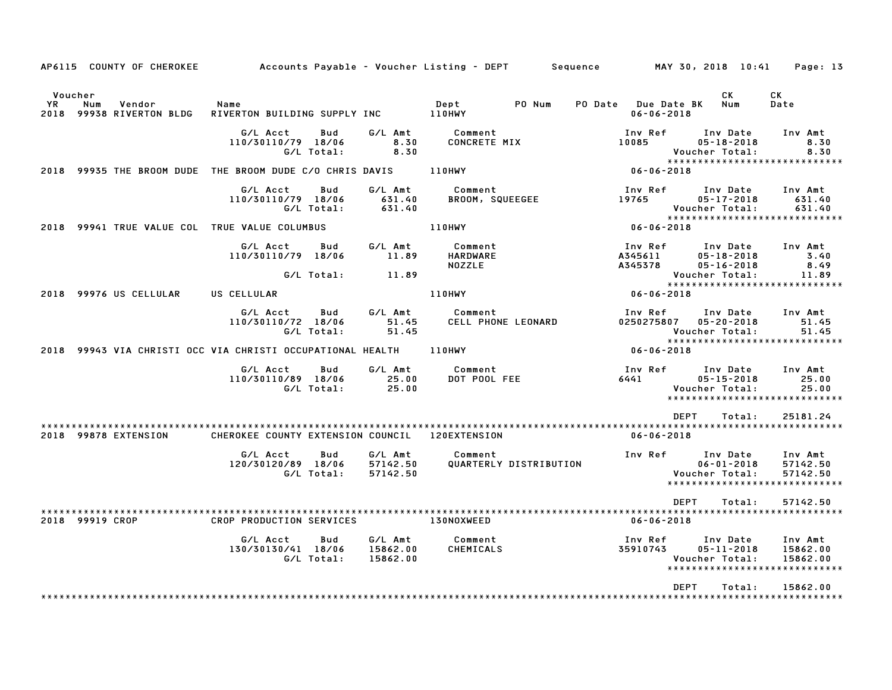AP6115 COUNTY OF CHEROKEE Accounts Payable - Voucher Listing - DEPT Sequence MAY 30, 2018 10:41

| Voucher YR | Num | Vendor | Name | Dept | PO Num | PO Date | Due Date BK | CK Num | CK Date |
|---|---|---|---|---|---|---|---|---|---|
| 2018 | 99938 | RIVERTON BLDG | RIVERTON BUILDING SUPPLY INC | 110HWY | | | 06-06-2018 | | |

| G/L Acct | Bud | G/L Amt | Comment | Inv Ref | Inv Date | Inv Amt |
|---|---|---|---|---|---|---|
| 110/30110/79 | 18/06 | 8.30 | CONCRETE MIX | 10085 | 05-18-2018 | 8.30 |
| | G/L Total: | 8.30 | | | Voucher Total: | 8.30 |

******************************

| Voucher YR | Num | Vendor | Name | Dept | PO Num | PO Date | Due Date BK | CK Num | CK Date |
|---|---|---|---|---|---|---|---|---|---|
| 2018 | 99935 | THE BROOM DUDE | THE BROOM DUDE C/O CHRIS DAVIS | 110HWY | | | 06-06-2018 | | |

| G/L Acct | Bud | G/L Amt | Comment | Inv Ref | Inv Date | Inv Amt |
|---|---|---|---|---|---|---|
| 110/30110/79 | 18/06 | 631.40 | BROOM, SQUEEGEE | 19765 | 05-17-2018 | 631.40 |
| | G/L Total: | 631.40 | | | Voucher Total: | 631.40 |

******************************

| Voucher YR | Num | Vendor | Name | Dept | PO Num | PO Date | Due Date BK | CK Num | CK Date |
|---|---|---|---|---|---|---|---|---|---|
| 2018 | 99941 | TRUE VALUE COL | TRUE VALUE COLUMBUS | 110HWY | | | 06-06-2018 | | |

| G/L Acct | Bud | G/L Amt | Comment | Inv Ref | Inv Date | Inv Amt |
|---|---|---|---|---|---|---|
| 110/30110/79 | 18/06 | 11.89 | HARDWARE | A345611 | 05-18-2018 | 3.40 |
| | | | NOZZLE | A345378 | 05-16-2018 | 8.49 |
| | G/L Total: | 11.89 | | | Voucher Total: | 11.89 |

******************************

| Voucher YR | Num | Vendor | Name | Dept | PO Num | PO Date | Due Date BK | CK Num | CK Date |
|---|---|---|---|---|---|---|---|---|---|
| 2018 | 99976 | US CELLULAR | US CELLULAR | 110HWY | | | 06-06-2018 | | |

| G/L Acct | Bud | G/L Amt | Comment | Inv Ref | Inv Date | Inv Amt |
|---|---|---|---|---|---|---|
| 110/30110/72 | 18/06 | 51.45 | CELL PHONE LEONARD | 0250275807 | 05-20-2018 | 51.45 |
| | G/L Total: | 51.45 | | | Voucher Total: | 51.45 |

******************************

| Voucher YR | Num | Vendor | Name | Dept | PO Num | PO Date | Due Date BK | CK Num | CK Date |
|---|---|---|---|---|---|---|---|---|---|
| 2018 | 99943 | VIA CHRISTI OCC | VIA CHRISTI OCCUPATIONAL HEALTH | 110HWY | | | 06-06-2018 | | |

| G/L Acct | Bud | G/L Amt | Comment | Inv Ref | Inv Date | Inv Amt |
|---|---|---|---|---|---|---|
| 110/30110/89 | 18/06 | 25.00 | DOT POOL FEE | 6441 | 05-15-2018 | 25.00 |
| | G/L Total: | 25.00 | | | Voucher Total: | 25.00 |

******************************

DEPT Total: 25181.24

******************************

| Voucher YR | Num | Vendor | Name | Dept | PO Num | PO Date | Due Date BK | CK Num | CK Date |
|---|---|---|---|---|---|---|---|---|---|
| 2018 | 99878 | EXTENSION | CHEROKEE COUNTY EXTENSION COUNCIL | 120EXTENSION | | | 06-06-2018 | | |

| G/L Acct | Bud | G/L Amt | Comment | Inv Ref | Inv Date | Inv Amt |
|---|---|---|---|---|---|---|
| 120/30120/89 | 18/06 | 57142.50 | QUARTERLY DISTRIBUTION | | 06-01-2018 | 57142.50 |
| | G/L Total: | 57142.50 | | | Voucher Total: | 57142.50 |

******************************

DEPT Total: 57142.50

******************************

| Voucher YR | Num | Vendor | Name | Dept | PO Num | PO Date | Due Date BK | CK Num | CK Date |
|---|---|---|---|---|---|---|---|---|---|
| 2018 | 99919 | CROP | CROP PRODUCTION SERVICES | 130NOXWEED | | | 06-06-2018 | | |

| G/L Acct | Bud | G/L Amt | Comment | Inv Ref | Inv Date | Inv Amt |
|---|---|---|---|---|---|---|
| 130/30130/41 | 18/06 | 15862.00 | CHEMICALS | 35910743 | 05-11-2018 | 15862.00 |
| | G/L Total: | 15862.00 | | | Voucher Total: | 15862.00 |

******************************

DEPT Total: 15862.00

******************************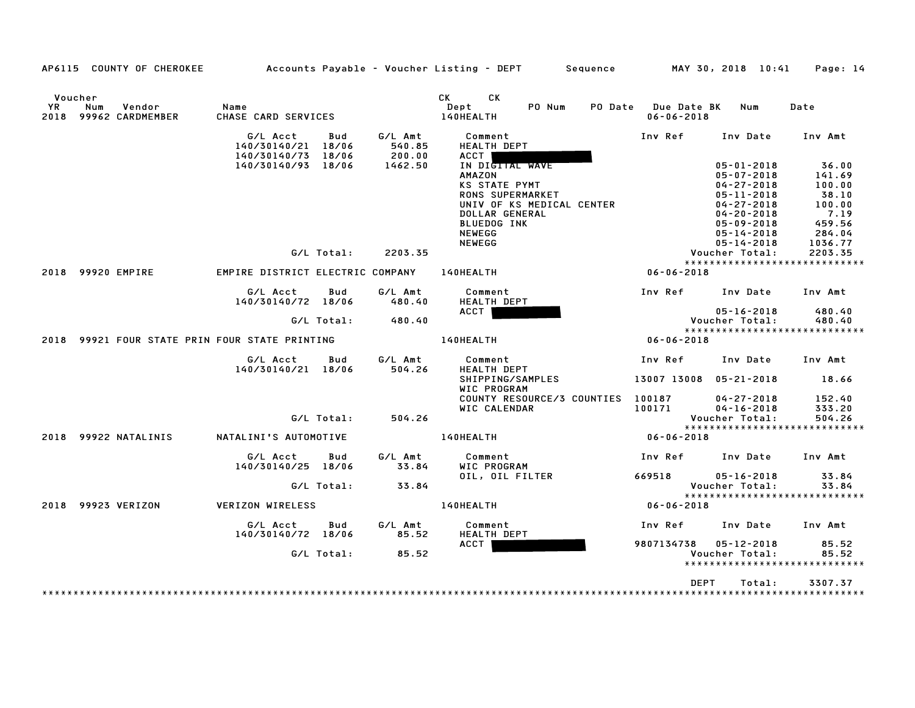AP6115 COUNTY OF CHEROKEE — Accounts Payable - Voucher Listing - DEPT — Sequence — MAY 30, 2018 10:41

| Voucher YR | Num | Vendor | Name | CK Dept | CK PO Num | PO Date | Due Date BK | Num | Date |
|---|---|---|---|---|---|---|---|---|---|
| 2018 | 99962 | CARDMEMBER | CHASE CARD SERVICES | 140HEALTH | | | 06-06-2018 | | |

| G/L Acct | Bud | G/L Amt | Comment | Inv Ref | Inv Date | Inv Amt |
|---|---|---|---|---|---|---|
| 140/30140/21 | 18/06 | 540.85 | HEALTH DEPT | | | |
| 140/30140/73 | 18/06 | 200.00 | ACCT | | | |
| 140/30140/93 | 18/06 | 1462.50 | IN DIGITAL WAVE | | 05-01-2018 | 36.00 |
| | | | AMAZON | | 05-07-2018 | 141.69 |
| | | | KS STATE PYMT | | 04-27-2018 | 100.00 |
| | | | RONS SUPERMARKET | | 05-11-2018 | 38.10 |
| | | | UNIV OF KS MEDICAL CENTER | | 04-27-2018 | 100.00 |
| | | | DOLLAR GENERAL | | 04-20-2018 | 7.19 |
| | | | BLUEDOG INK | | 05-09-2018 | 459.56 |
| | | | NEWEGG | | 05-14-2018 | 284.04 |
| | | | NEWEGG | | 05-14-2018 | 1036.77 |
| | G/L Total: | 2203.35 | | | Voucher Total: | 2203.35 |

| Voucher YR | Num | Vendor | Name | CK Dept | Due Date |
|---|---|---|---|---|---|
| 2018 | 99920 | EMPIRE | EMPIRE DISTRICT ELECTRIC COMPANY | 140HEALTH | 06-06-2018 |

| G/L Acct | Bud | G/L Amt | Comment | Inv Ref | Inv Date | Inv Amt |
|---|---|---|---|---|---|---|
| 140/30140/72 | 18/06 | 480.40 | HEALTH DEPT | | | |
| | | | ACCT | | 05-16-2018 | 480.40 |
| | G/L Total: | 480.40 | | | Voucher Total: | 480.40 |

| Voucher YR | Num | Vendor | Name | CK Dept | Due Date |
|---|---|---|---|---|---|
| 2018 | 99921 | FOUR STATE PRIN | FOUR STATE PRINTING | 140HEALTH | 06-06-2018 |

| G/L Acct | Bud | G/L Amt | Comment | Inv Ref | Inv Date | Inv Amt |
|---|---|---|---|---|---|---|
| 140/30140/21 | 18/06 | 504.26 | HEALTH DEPT | | | |
| | | | SHIPPING/SAMPLES | 13007 13008 | 05-21-2018 | 18.66 |
| | | | WIC PROGRAM | | | |
| | | | COUNTY RESOURCE/3 COUNTIES | 100187 | 04-27-2018 | 152.40 |
| | | | WIC CALENDAR | 100171 | 04-16-2018 | 333.20 |
| | G/L Total: | 504.26 | | | Voucher Total: | 504.26 |

| Voucher YR | Num | Vendor | Name | CK Dept | Due Date |
|---|---|---|---|---|---|
| 2018 | 99922 | NATALINIS | NATALINI'S AUTOMOTIVE | 140HEALTH | 06-06-2018 |

| G/L Acct | Bud | G/L Amt | Comment | Inv Ref | Inv Date | Inv Amt |
|---|---|---|---|---|---|---|
| 140/30140/25 | 18/06 | 33.84 | WIC PROGRAM | | | |
| | | | OIL, OIL FILTER | 669518 | 05-16-2018 | 33.84 |
| | G/L Total: | 33.84 | | | Voucher Total: | 33.84 |

| Voucher YR | Num | Vendor | Name | CK Dept | Due Date |
|---|---|---|---|---|---|
| 2018 | 99923 | VERIZON | VERIZON WIRELESS | 140HEALTH | 06-06-2018 |

| G/L Acct | Bud | G/L Amt | Comment | Inv Ref | Inv Date | Inv Amt |
|---|---|---|---|---|---|---|
| 140/30140/72 | 18/06 | 85.52 | HEALTH DEPT | | | |
| | | | ACCT | 9807134738 | 05-12-2018 | 85.52 |
| | G/L Total: | 85.52 | | | Voucher Total: | 85.52 |

DEPT Total: 3307.37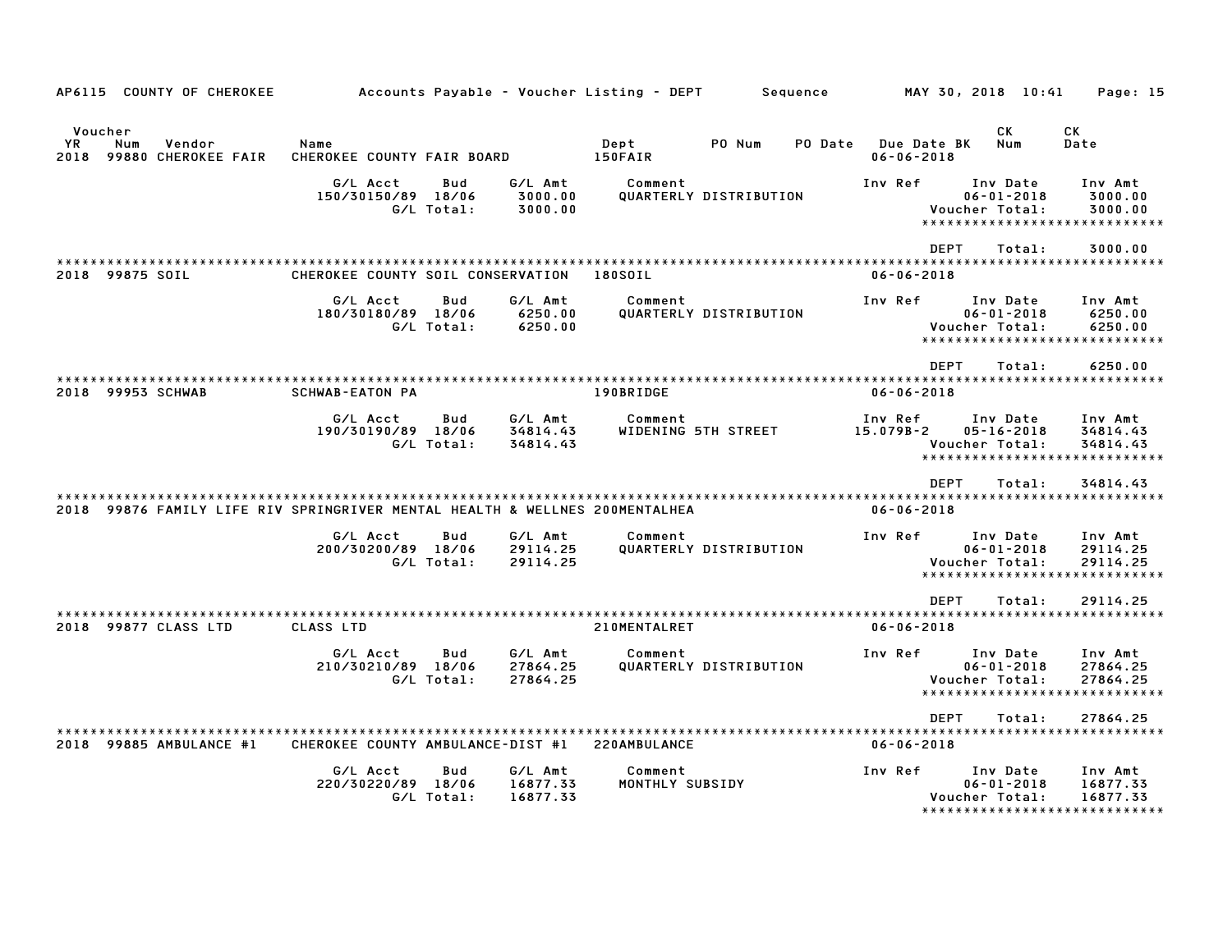AP6115 COUNTY OF CHEROKEE — Accounts Payable - Voucher Listing - DEPT — Sequence — MAY 30, 2018 10:41

| Voucher YR | Num | Vendor | Name | Dept | PO Num | PO Date | Due Date BK | CK Num | CK Date |
|---|---|---|---|---|---|---|---|---|---|
| 2018 | 99880 | CHEROKEE FAIR | CHEROKEE COUNTY FAIR BOARD | 150FAIR | | | 06-06-2018 | | |

| G/L Acct | Bud | G/L Amt | Comment | Inv Ref | Inv Date | Inv Amt |
|---|---|---|---|---|---|---|
| 150/30150/89 | 18/06 | 3000.00 | QUARTERLY DISTRIBUTION | | 06-01-2018 | 3000.00 |
| | G/L Total: | 3000.00 | | | Voucher Total: | 3000.00 |

DEPT Total: 3000.00

| Voucher YR | Num | Vendor | Name | Dept | PO Num | PO Date | Due Date BK | CK Num | CK Date |
|---|---|---|---|---|---|---|---|---|---|
| 2018 | 99875 | SOIL | CHEROKEE COUNTY SOIL CONSERVATION | 180SOIL | | | 06-06-2018 | | |

| G/L Acct | Bud | G/L Amt | Comment | Inv Ref | Inv Date | Inv Amt |
|---|---|---|---|---|---|---|
| 180/30180/89 | 18/06 | 6250.00 | QUARTERLY DISTRIBUTION | | 06-01-2018 | 6250.00 |
| | G/L Total: | 6250.00 | | | Voucher Total: | 6250.00 |

DEPT Total: 6250.00

| Voucher YR | Num | Vendor | Name | Dept | PO Num | PO Date | Due Date BK | CK Num | CK Date |
|---|---|---|---|---|---|---|---|---|---|
| 2018 | 99953 | SCHWAB | SCHWAB-EATON PA | 190BRIDGE | | | 06-06-2018 | | |

| G/L Acct | Bud | G/L Amt | Comment | Inv Ref | Inv Date | Inv Amt |
|---|---|---|---|---|---|---|
| 190/30190/89 | 18/06 | 34814.43 | WIDENING 5TH STREET | 15.079B-2 | 05-16-2018 | 34814.43 |
| | G/L Total: | 34814.43 | | | Voucher Total: | 34814.43 |

DEPT Total: 34814.43

| Voucher YR | Num | Vendor | Name | Dept | PO Num | PO Date | Due Date BK | CK Num | CK Date |
|---|---|---|---|---|---|---|---|---|---|
| 2018 | 99876 | FAMILY LIFE RIV | SPRINGRIVER MENTAL HEALTH & WELLNES | 200MENTALHEA | | | 06-06-2018 | | |

| G/L Acct | Bud | G/L Amt | Comment | Inv Ref | Inv Date | Inv Amt |
|---|---|---|---|---|---|---|
| 200/30200/89 | 18/06 | 29114.25 | QUARTERLY DISTRIBUTION | | 06-01-2018 | 29114.25 |
| | G/L Total: | 29114.25 | | | Voucher Total: | 29114.25 |

DEPT Total: 29114.25

| Voucher YR | Num | Vendor | Name | Dept | PO Num | PO Date | Due Date BK | CK Num | CK Date |
|---|---|---|---|---|---|---|---|---|---|
| 2018 | 99877 | CLASS LTD | CLASS LTD | 210MENTALRET | | | 06-06-2018 | | |

| G/L Acct | Bud | G/L Amt | Comment | Inv Ref | Inv Date | Inv Amt |
|---|---|---|---|---|---|---|
| 210/30210/89 | 18/06 | 27864.25 | QUARTERLY DISTRIBUTION | | 06-01-2018 | 27864.25 |
| | G/L Total: | 27864.25 | | | Voucher Total: | 27864.25 |

DEPT Total: 27864.25

| Voucher YR | Num | Vendor | Name | Dept | PO Num | PO Date | Due Date BK | CK Num | CK Date |
|---|---|---|---|---|---|---|---|---|---|
| 2018 | 99885 | AMBULANCE #1 | CHEROKEE COUNTY AMBULANCE-DIST #1 | 220AMBULANCE | | | 06-06-2018 | | |

| G/L Acct | Bud | G/L Amt | Comment | Inv Ref | Inv Date | Inv Amt |
|---|---|---|---|---|---|---|
| 220/30220/89 | 18/06 | 16877.33 | MONTHLY SUBSIDY | | 06-01-2018 | 16877.33 |
| | G/L Total: | 16877.33 | | | Voucher Total: | 16877.33 |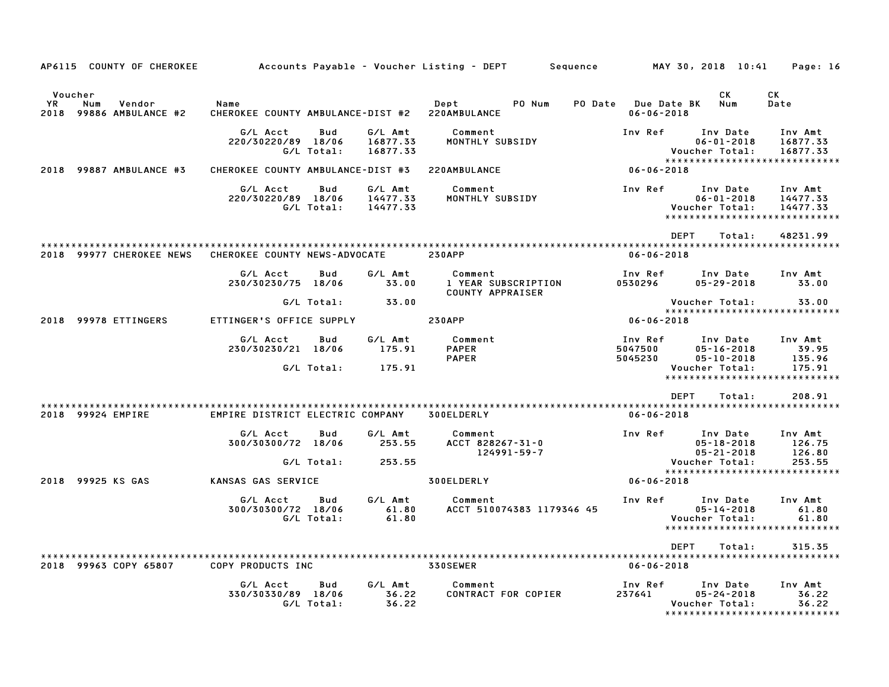AP6115 COUNTY OF CHEROKEE — Accounts Payable - Voucher Listing - DEPT — Sequence — MAY 30, 2018 10:41

| Voucher YR | Num | Vendor | Name | Dept | PO Num | PO Date | Due Date BK | CK Num | CK Date |
|---|---|---|---|---|---|---|---|---|---|
| 2018 | 99886 | AMBULANCE #2 | CHEROKEE COUNTY AMBULANCE-DIST #2 | 220AMBULANCE | | | 06-06-2018 | | |

| G/L Acct | Bud | G/L Amt | Comment | Inv Ref | Inv Date | Inv Amt |
|---|---|---|---|---|---|---|
| 220/30220/89 | 18/06 | 16877.33 | MONTHLY SUBSIDY | | 06-01-2018 | 16877.33 |
| | G/L Total: | 16877.33 | | | Voucher Total: | 16877.33 |

******************************

| Voucher YR | Num | Vendor | Name | Dept | Due Date BK |
|---|---|---|---|---|---|
| 2018 | 99887 | AMBULANCE #3 | CHEROKEE COUNTY AMBULANCE-DIST #3 | 220AMBULANCE | 06-06-2018 |

| G/L Acct | Bud | G/L Amt | Comment | Inv Ref | Inv Date | Inv Amt |
|---|---|---|---|---|---|---|
| 220/30220/89 | 18/06 | 14477.33 | MONTHLY SUBSIDY | | 06-01-2018 | 14477.33 |
| | G/L Total: | 14477.33 | | | Voucher Total: | 14477.33 |

******************************

DEPT Total: 48231.99

******************************

| Voucher YR | Num | Vendor | Name | Dept | Due Date BK |
|---|---|---|---|---|---|
| 2018 | 99977 | CHEROKEE NEWS | CHEROKEE COUNTY NEWS-ADVOCATE | 230APP | 06-06-2018 |

| G/L Acct | Bud | G/L Amt | Comment | Inv Ref | Inv Date | Inv Amt |
|---|---|---|---|---|---|---|
| 230/30230/75 | 18/06 | 33.00 | 1 YEAR SUBSCRIPTION COUNTY APPRAISER | 0530296 | 05-29-2018 | 33.00 |
| | G/L Total: | 33.00 | | | Voucher Total: | 33.00 |

******************************

| Voucher YR | Num | Vendor | Name | Dept | Due Date BK |
|---|---|---|---|---|---|
| 2018 | 99978 | ETTINGERS | ETTINGER'S OFFICE SUPPLY | 230APP | 06-06-2018 |

| G/L Acct | Bud | G/L Amt | Comment | Inv Ref | Inv Date | Inv Amt |
|---|---|---|---|---|---|---|
| 230/30230/21 | 18/06 | 175.91 | PAPER | 5047500 | 05-16-2018 | 39.95 |
| | | | PAPER | 5045230 | 05-10-2018 | 135.96 |
| | G/L Total: | 175.91 | | | Voucher Total: | 175.91 |

******************************

DEPT Total: 208.91

******************************

| Voucher YR | Num | Vendor | Name | Dept | Due Date BK |
|---|---|---|---|---|---|
| 2018 | 99924 | EMPIRE | EMPIRE DISTRICT ELECTRIC COMPANY | 300ELDERLY | 06-06-2018 |

| G/L Acct | Bud | G/L Amt | Comment | Inv Ref | Inv Date | Inv Amt |
|---|---|---|---|---|---|---|
| 300/30300/72 | 18/06 | 253.55 | ACCT 828267-31-0 | | 05-18-2018 | 126.75 |
| | | | 124991-59-7 | | 05-21-2018 | 126.80 |
| | G/L Total: | 253.55 | | | Voucher Total: | 253.55 |

******************************

| Voucher YR | Num | Vendor | Name | Dept | Due Date BK |
|---|---|---|---|---|---|
| 2018 | 99925 | KS GAS | KANSAS GAS SERVICE | 300ELDERLY | 06-06-2018 |

| G/L Acct | Bud | G/L Amt | Comment | Inv Ref | Inv Date | Inv Amt |
|---|---|---|---|---|---|---|
| 300/30300/72 | 18/06 | 61.80 | ACCT 510074383 1179346 45 | | 05-14-2018 | 61.80 |
| | G/L Total: | 61.80 | | | Voucher Total: | 61.80 |

******************************

DEPT Total: 315.35

******************************

| Voucher YR | Num | Vendor | Name | Dept | Due Date BK |
|---|---|---|---|---|---|
| 2018 | 99963 | COPY 65807 | COPY PRODUCTS INC | 330SEWER | 06-06-2018 |

| G/L Acct | Bud | G/L Amt | Comment | Inv Ref | Inv Date | Inv Amt |
|---|---|---|---|---|---|---|
| 330/30330/89 | 18/06 | 36.22 | CONTRACT FOR COPIER | 237641 | 05-24-2018 | 36.22 |
| | G/L Total: | 36.22 | | | Voucher Total: | 36.22 |

******************************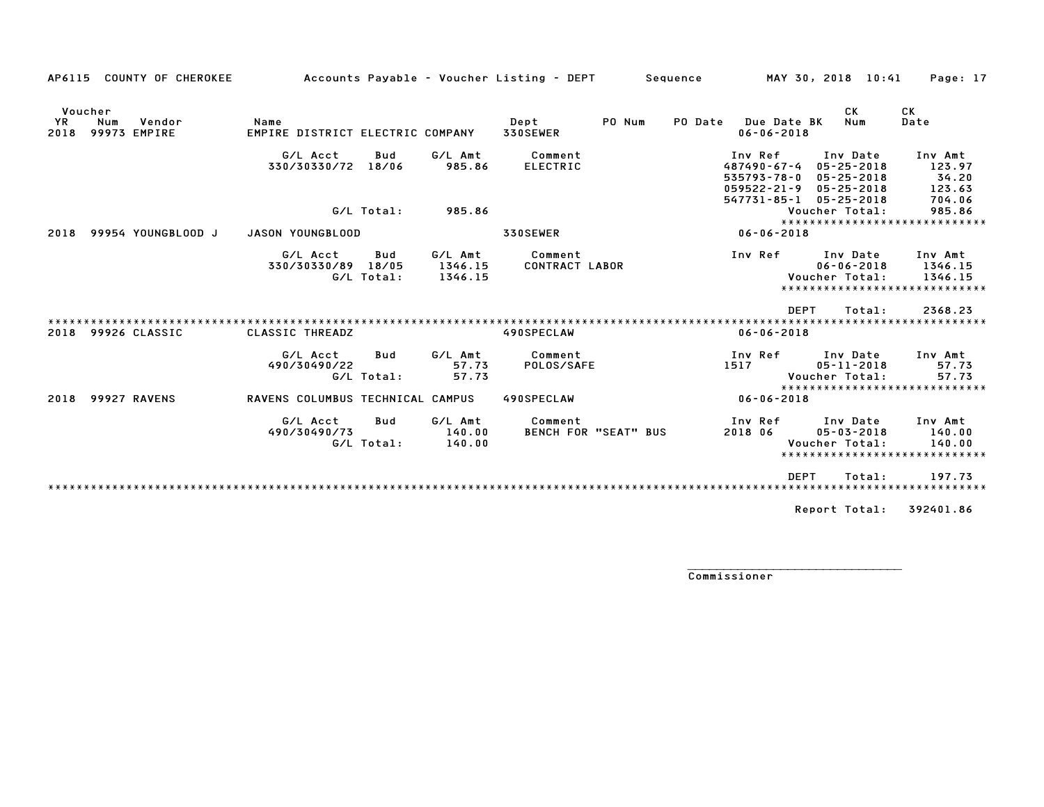AP6115 COUNTY OF CHEROKEE — Accounts Payable - Voucher Listing - DEPT — Sequence — MAY 30, 2018 10:41

| Voucher YR | Num | Vendor | Name | Dept | PO Num | PO Date | Due Date BK | CK Num | CK Date |
|---|---|---|---|---|---|---|---|---|---|
| 2018 | 99973 | EMPIRE | EMPIRE DISTRICT ELECTRIC COMPANY | 330SEWER | | | 06-06-2018 | | |

| G/L Acct | Bud | G/L Amt | Comment | Inv Ref | Inv Date | Inv Amt |
|---|---|---|---|---|---|---|
| 330/30330/72 | 18/06 | 985.86 | ELECTRIC | 487490-67-4 | 05-25-2018 | 123.97 |
| | | | | 535793-78-0 | 05-25-2018 | 34.20 |
| | | | | 059522-21-9 | 05-25-2018 | 123.63 |
| | | | | 547731-85-1 | 05-25-2018 | 704.06 |
| | G/L Total: | 985.86 | | | Voucher Total: | 985.86 |

*****************************

| Voucher YR | Num | Vendor | Name | Dept | PO Num | PO Date | Due Date BK | CK Num | CK Date |
|---|---|---|---|---|---|---|---|---|---|
| 2018 | 99954 | YOUNGBLOOD J | JASON YOUNGBLOOD | 330SEWER | | | 06-06-2018 | | |

| G/L Acct | Bud | G/L Amt | Comment | Inv Ref | Inv Date | Inv Amt |
|---|---|---|---|---|---|---|
| 330/30330/89 | 18/05 | 1346.15 | CONTRACT LABOR | | 06-06-2018 | 1346.15 |
| | G/L Total: | 1346.15 | | | Voucher Total: | 1346.15 |

*****************************

DEPT Total: 2368.23

*****************************

| Voucher YR | Num | Vendor | Name | Dept | PO Num | PO Date | Due Date BK | CK Num | CK Date |
|---|---|---|---|---|---|---|---|---|---|
| 2018 | 99926 | CLASSIC | CLASSIC THREADZ | 490SPECLAW | | | 06-06-2018 | | |

| G/L Acct | Bud | G/L Amt | Comment | Inv Ref | Inv Date | Inv Amt |
|---|---|---|---|---|---|---|
| 490/30490/22 | | 57.73 | POLOS/SAFE | 1517 | 05-11-2018 | 57.73 |
| | G/L Total: | 57.73 | | | Voucher Total: | 57.73 |

*****************************

| Voucher YR | Num | Vendor | Name | Dept | PO Num | PO Date | Due Date BK | CK Num | CK Date |
|---|---|---|---|---|---|---|---|---|---|
| 2018 | 99927 | RAVENS | RAVENS COLUMBUS TECHNICAL CAMPUS | 490SPECLAW | | | 06-06-2018 | | |

| G/L Acct | Bud | G/L Amt | Comment | Inv Ref | Inv Date | Inv Amt |
|---|---|---|---|---|---|---|
| 490/30490/73 | | 140.00 | BENCH FOR "SEAT" BUS | 2018 06 | 05-03-2018 | 140.00 |
| | G/L Total: | 140.00 | | | Voucher Total: | 140.00 |

*****************************

DEPT Total: 197.73

*****************************

Report Total: 392401.86

\_\_\_\_\_\_\_\_\_\_\_\_\_\_\_\_\_\_\_\_\_\_\_\_\_\_\_\_\_\_

Commissioner